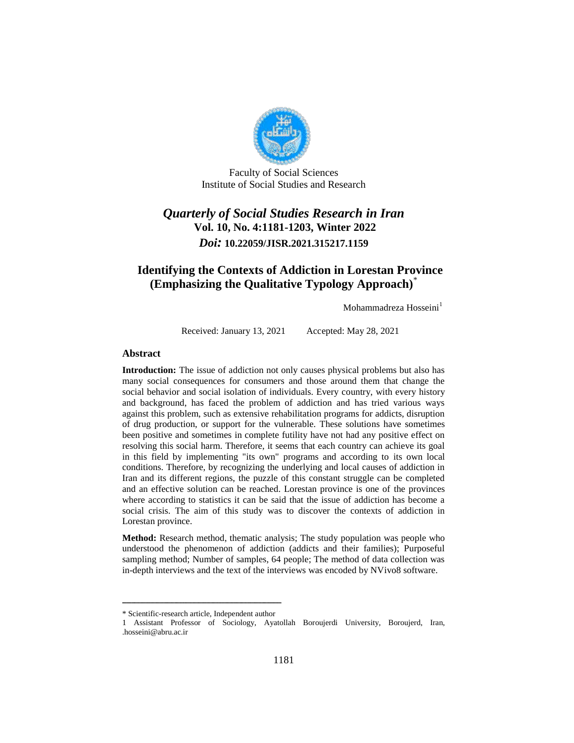Faculty of Social Sciences
Institute of Social Studies and Research

***Quarterly of Social Studies Research in Iran***
**Vol. 10, No. 4:1181-1203, Winter 2022**
***Doi:*** **10.22059/JISR.2021.315217.1159**

# Identifying the Contexts of Addiction in Lorestan Province (Emphasizing the Qualitative Typology Approach)*

Mohammadreza Hosseini[1]

Received: January 13, 2021 Accepted: May 28, 2021

## Abstract

**Introduction:** The issue of addiction not only causes physical problems but also has many social consequences for consumers and those around them that change the social behavior and social isolation of individuals. Every country, with every history and background, has faced the problem of addiction and has tried various ways against this problem, such as extensive rehabilitation programs for addicts, disruption of drug production, or support for the vulnerable. These solutions have sometimes been positive and sometimes in complete futility have not had any positive effect on resolving this social harm. Therefore, it seems that each country can achieve its goal in this field by implementing "its own" programs and according to its own local conditions. Therefore, by recognizing the underlying and local causes of addiction in Iran and its different regions, the puzzle of this constant struggle can be completed and an effective solution can be reached. Lorestan province is one of the provinces where according to statistics it can be said that the issue of addiction has become a social crisis. The aim of this study was to discover the contexts of addiction in Lorestan province.

**Method:** Research method, thematic analysis; The study population was people who understood the phenomenon of addiction (addicts and their families); Purposeful sampling method; Number of samples, 64 people; The method of data collection was in-depth interviews and the text of the interviews was encoded by NVivo8 software.

---

\* Scientific-research article, Independent author

1 Assistant Professor of Sociology, Ayatollah Boroujerdi University, Boroujerd, Iran, .hosseini@abru.ac.ir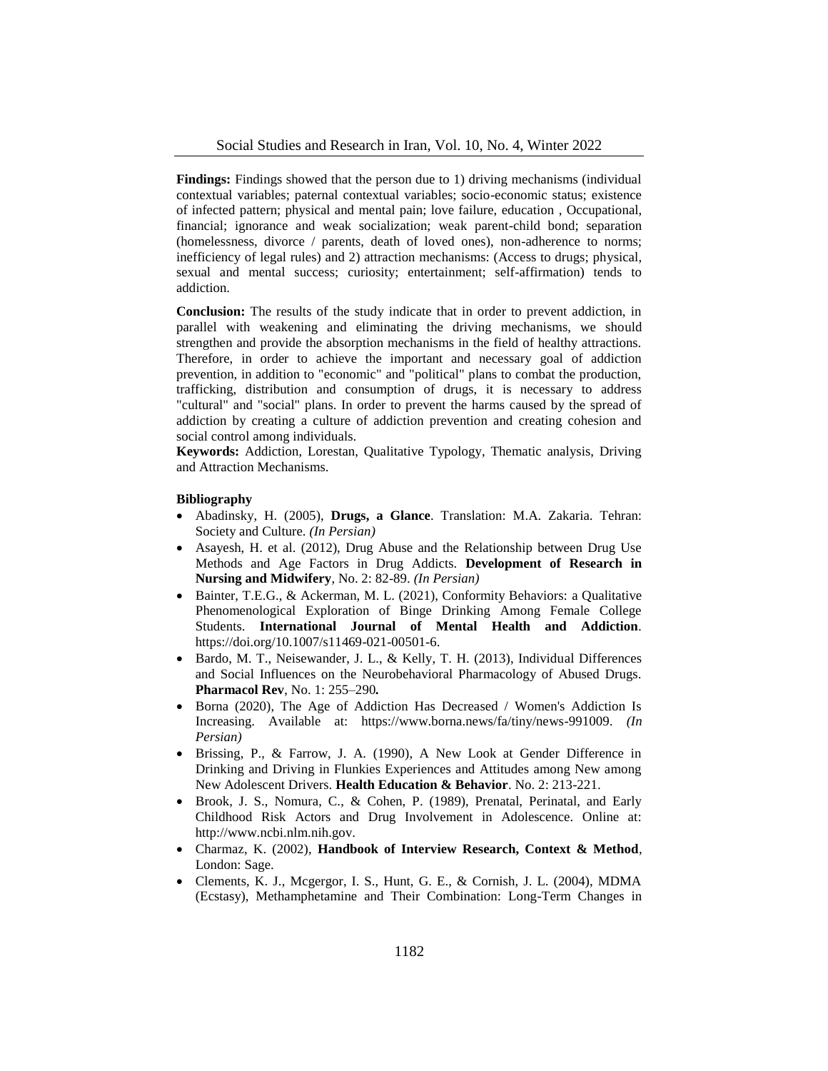**Findings:** Findings showed that the person due to 1) driving mechanisms (individual contextual variables; paternal contextual variables; socio-economic status; existence of infected pattern; physical and mental pain; love failure, education , Occupational, financial; ignorance and weak socialization; weak parent-child bond; separation (homelessness, divorce / parents, death of loved ones), non-adherence to norms; inefficiency of legal rules) and 2) attraction mechanisms: (Access to drugs; physical, sexual and mental success; curiosity; entertainment; self-affirmation) tends to addiction.

**Conclusion:** The results of the study indicate that in order to prevent addiction, in parallel with weakening and eliminating the driving mechanisms, we should strengthen and provide the absorption mechanisms in the field of healthy attractions. Therefore, in order to achieve the important and necessary goal of addiction prevention, in addition to "economic" and "political" plans to combat the production, trafficking, distribution and consumption of drugs, it is necessary to address "cultural" and "social" plans. In order to prevent the harms caused by the spread of addiction by creating a culture of addiction prevention and creating cohesion and social control among individuals.

**Keywords:** Addiction, Lorestan, Qualitative Typology, Thematic analysis, Driving and Attraction Mechanisms.

**Bibliography**

- Abadinsky, H. (2005), **Drugs, a Glance**. Translation: M.A. Zakaria. Tehran: Society and Culture. *(In Persian)*
- Asayesh, H. et al. (2012), Drug Abuse and the Relationship between Drug Use Methods and Age Factors in Drug Addicts. **Development of Research in Nursing and Midwifery**, No. 2: 82-89. *(In Persian)*
- Bainter, T.E.G., & Ackerman, M. L. (2021), Conformity Behaviors: a Qualitative Phenomenological Exploration of Binge Drinking Among Female College Students. **International Journal of Mental Health and Addiction**. https://doi.org/10.1007/s11469-021-00501-6.
- Bardo, M. T., Neisewander, J. L., & Kelly, T. H. (2013), Individual Differences and Social Influences on the Neurobehavioral Pharmacology of Abused Drugs. **Pharmacol Rev**, No. 1: 255–290**.**
- Borna (2020), The Age of Addiction Has Decreased / Women's Addiction Is Increasing. Available at: https://www.borna.news/fa/tiny/news-991009. *(In Persian)*
- Brissing, P., & Farrow, J. A. (1990), A New Look at Gender Difference in Drinking and Driving in Flunkies Experiences and Attitudes among New among New Adolescent Drivers. **Health Education & Behavior**. No. 2: 213-221.
- Brook, J. S., Nomura, C., & Cohen, P. (1989), Prenatal, Perinatal, and Early Childhood Risk Actors and Drug Involvement in Adolescence. Online at: http://www.ncbi.nlm.nih.gov.
- Charmaz, K. (2002), **Handbook of Interview Research, Context & Method**, London: Sage.
- Clements, K. J., Mcgergor, I. S., Hunt, G. E., & Cornish, J. L. (2004), MDMA (Ecstasy), Methamphetamine and Their Combination: Long-Term Changes in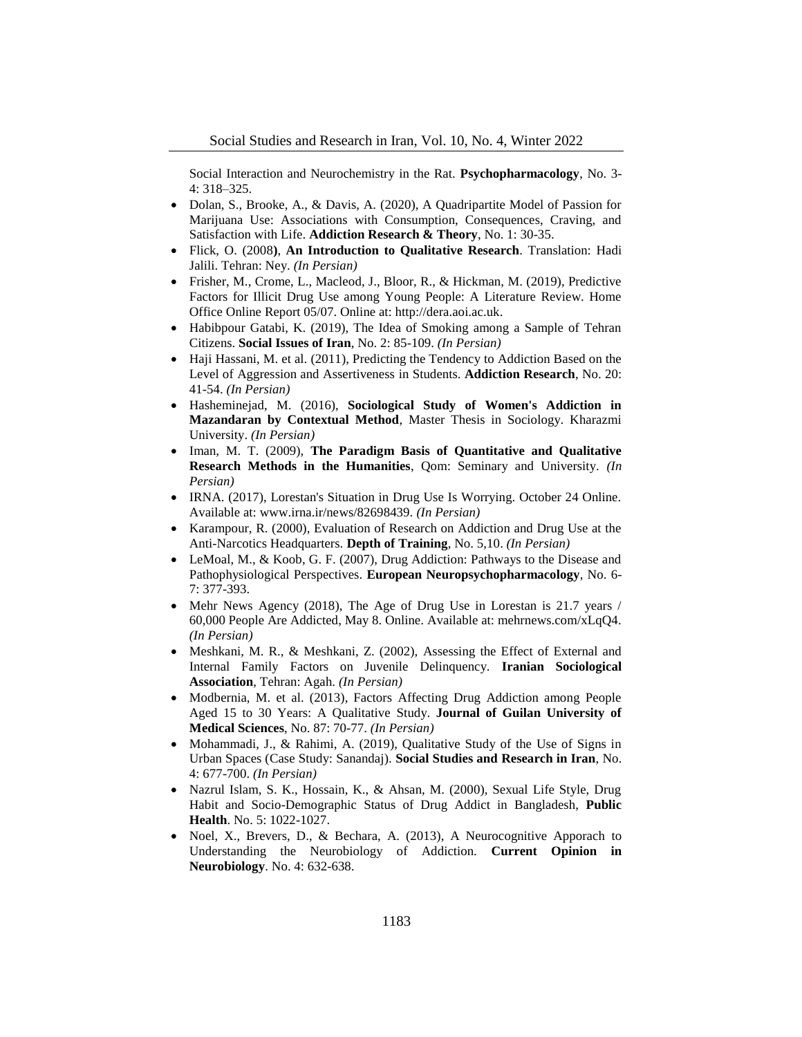Social Interaction and Neurochemistry in the Rat. **Psychopharmacology**, No. 3-4: 318–325.

- Dolan, S., Brooke, A., & Davis, A. (2020), A Quadripartite Model of Passion for Marijuana Use: Associations with Consumption, Consequences, Craving, and Satisfaction with Life. **Addiction Research & Theory**, No. 1: 30-35.
- Flick, O. (2008**)**, **An Introduction to Qualitative Research**. Translation: Hadi Jalili. Tehran: Ney. *(In Persian)*
- Frisher, M., Crome, L., Macleod, J., Bloor, R., & Hickman, M. (2019), Predictive Factors for Illicit Drug Use among Young People: A Literature Review. Home Office Online Report 05/07. Online at: http://dera.aoi.ac.uk.
- Habibpour Gatabi, K. (2019), The Idea of Smoking among a Sample of Tehran Citizens. **Social Issues of Iran**, No. 2: 85-109. *(In Persian)*
- Haji Hassani, M. et al. (2011), Predicting the Tendency to Addiction Based on the Level of Aggression and Assertiveness in Students. **Addiction Research**, No. 20: 41-54. *(In Persian)*
- Hasheminejad, M. (2016), **Sociological Study of Women's Addiction in Mazandaran by Contextual Method**, Master Thesis in Sociology. Kharazmi University. *(In Persian)*
- Iman, M. T. (2009), **The Paradigm Basis of Quantitative and Qualitative Research Methods in the Humanities**, Qom: Seminary and University. *(In Persian)*
- IRNA. (2017), Lorestan's Situation in Drug Use Is Worrying. October 24 Online. Available at: www.irna.ir/news/82698439. *(In Persian)*
- Karampour, R. (2000), Evaluation of Research on Addiction and Drug Use at the Anti-Narcotics Headquarters. **Depth of Training**, No. 5,10. *(In Persian)*
- LeMoal, M., & Koob, G. F. (2007), Drug Addiction: Pathways to the Disease and Pathophysiological Perspectives. **European Neuropsychopharmacology**, No. 6-7: 377-393.
- Mehr News Agency (2018), The Age of Drug Use in Lorestan is 21.7 years / 60,000 People Are Addicted, May 8. Online. Available at: mehrnews.com/xLqQ4. *(In Persian)*
- Meshkani, M. R., & Meshkani, Z. (2002), Assessing the Effect of External and Internal Family Factors on Juvenile Delinquency. **Iranian Sociological Association**, Tehran: Agah. *(In Persian)*
- Modbernia, M. et al. (2013), Factors Affecting Drug Addiction among People Aged 15 to 30 Years: A Qualitative Study. **Journal of Guilan University of Medical Sciences**, No. 87: 70-77. *(In Persian)*
- Mohammadi, J., & Rahimi, A. (2019), Qualitative Study of the Use of Signs in Urban Spaces (Case Study: Sanandaj). **Social Studies and Research in Iran**, No. 4: 677-700. *(In Persian)*
- Nazrul Islam, S. K., Hossain, K., & Ahsan, M. (2000), Sexual Life Style, Drug Habit and Socio-Demographic Status of Drug Addict in Bangladesh, **Public Health**. No. 5: 1022-1027.
- Noel, X., Brevers, D., & Bechara, A. (2013), A Neurocognitive Apporach to Understanding the Neurobiology of Addiction. **Current Opinion in Neurobiology**. No. 4: 632-638.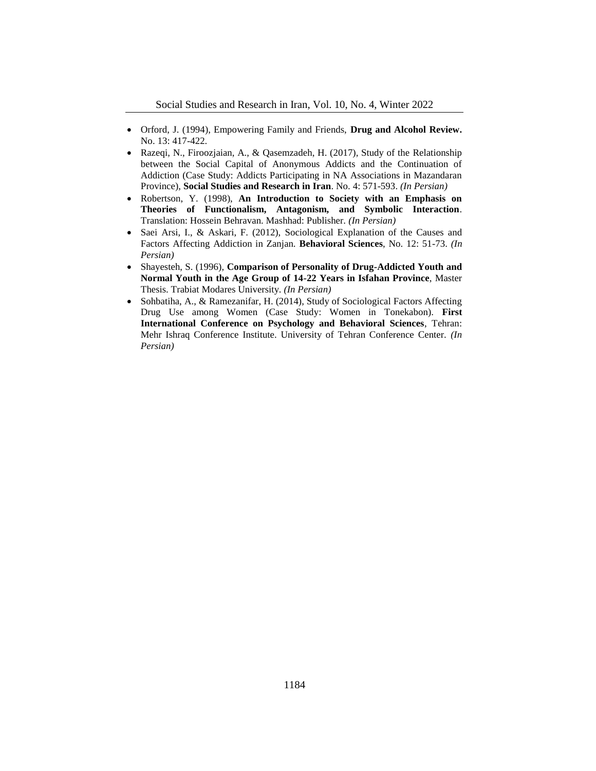- Orford, J. (1994), Empowering Family and Friends, **Drug and Alcohol Review.** No. 13: 417-422.
- Razeqi, N., Firoozjaian, A., & Qasemzadeh, H. (2017), Study of the Relationship between the Social Capital of Anonymous Addicts and the Continuation of Addiction (Case Study: Addicts Participating in NA Associations in Mazandaran Province), **Social Studies and Research in Iran**. No. 4: 571-593. *(In Persian)*
- Robertson, Y. (1998), **An Introduction to Society with an Emphasis on Theories of Functionalism, Antagonism, and Symbolic Interaction**. Translation: Hossein Behravan. Mashhad: Publisher. *(In Persian)*
- Saei Arsi, I., & Askari, F. (2012), Sociological Explanation of the Causes and Factors Affecting Addiction in Zanjan. **Behavioral Sciences**, No. 12: 51-73. *(In Persian)*
- Shayesteh, S. (1996), **Comparison of Personality of Drug-Addicted Youth and Normal Youth in the Age Group of 14-22 Years in Isfahan Province**, Master Thesis. Trabiat Modares University. *(In Persian)*
- Sohbatiha, A., & Ramezanifar, H. (2014), Study of Sociological Factors Affecting Drug Use among Women (Case Study: Women in Tonekabon). **First International Conference on Psychology and Behavioral Sciences**, Tehran: Mehr Ishraq Conference Institute. University of Tehran Conference Center. *(In Persian)*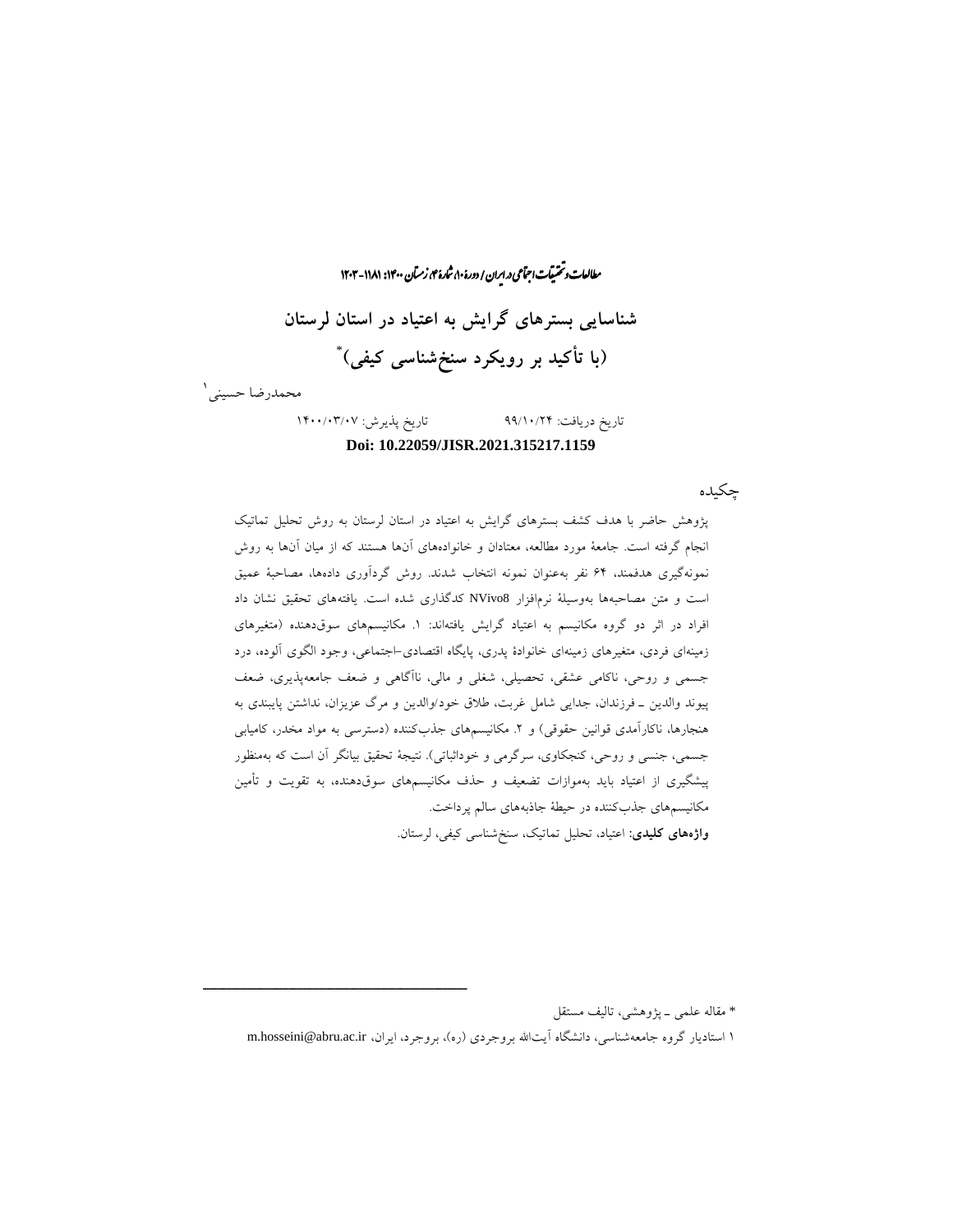# شناسایی بسترهای گرایش به اعتیاد در استان لرستان (با تأکید بر رویکرد سنخ‌شناسی کیفی)*

محمدرضا حسینی[1]

تاریخ دریافت: ۹۹/۱۰/۲۴ تاریخ پذیرش: ۱۴۰۰/۰۳/۰۷

**Doi: 10.22059/JISR.2021.315217.1159**

## چکیده

پژوهش حاضر با هدف کشف بسترهای گرایش به اعتیاد در استان لرستان به روش تحلیل تماتیک انجام گرفته است. جامعهٔ مورد مطالعه، معتادان و خانواده‌های آن‌ها هستند که از میان آن‌ها به روش نمونه‌گیری هدفمند، ۶۴ نفر به‌عنوان نمونه انتخاب شدند. روش گردآوری داده‌ها، مصاحبهٔ عمیق است و متن مصاحبه‌ها به‌وسیلهٔ نرم‌افزار NVivo8 کدگذاری شده است. یافته‌های تحقیق نشان داد افراد در اثر دو گروه مکانیسم به اعتیاد گرایش یافته‌اند: ۱. مکانیسم‌های سوق‌دهنده (متغیرهای زمینه‌ای فردی، متغیرهای زمینه‌ای خانوادهٔ پدری، پایگاه اقتصادی-اجتماعی، وجود الگوی آلوده، درد جسمی و روحی، ناکامی عشقی، تحصیلی، شغلی و مالی، ناآگاهی و ضعف جامعه‌پذیری، ضعف پیوند والدین ـ فرزندان، جدایی شامل غربت، طلاق خود/والدین و مرگ عزیزان، نداشتن پایبندی به هنجارها، ناکارآمدی قوانین حقوقی) و ۲. مکانیسم‌های جذب‌کننده (دسترسی به مواد مخدر، کامیابی جسمی، جنسی و روحی، کنجکاوی، سرگرمی و خوداثباتی). نتیجهٔ تحقیق بیانگر آن است که به‌منظور پیشگیری از اعتیاد باید به‌موازات تضعیف و حذف مکانیسم‌های سوق‌دهنده، به تقویت و تأمین مکانیسم‌های جذب‌کننده در حیطهٔ جاذبه‌های سالم پرداخت.

**واژه‌های کلیدی:** اعتیاد، تحلیل تماتیک، سنخ‌شناسی کیفی، لرستان.

---

\* مقاله علمی ـ پژوهشی، تالیف مستقل

۱ استادیار گروه جامعه‌شناسی، دانشگاه آیت‌الله بروجردی (ره)، بروجرد، ایران، m.hosseini@abru.ac.ir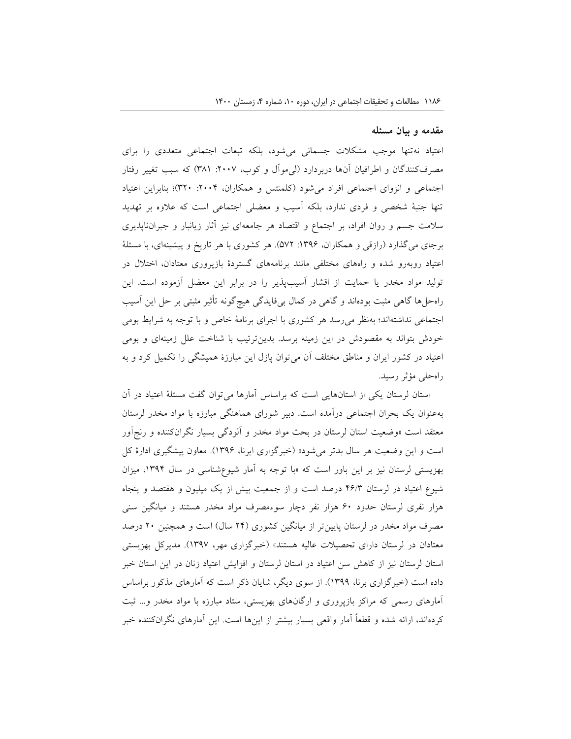## مقدمه و بیان مسئله

اعتیاد نه‌تنها موجب مشکلات جسمانی می‌شود، بلکه تبعات اجتماعی متعددی را برای مصرف‌کنندگان و اطرافیان آن‌ها دربردارد (لی‌موآل و کوب، ۲۰۰۷: ۳۸۱) که سبب تغییر رفتار اجتماعی و انزوای اجتماعی افراد می‌شود (کلمنتس و همکاران، ۲۰۰۴: ۳۲۰)؛ بنابراین اعتیاد تنها جنبهٔ شخصی و فردی ندارد، بلکه آسیب و معضلی اجتماعی است که علاوه بر تهدید سلامت جسم و روان افراد، بر اجتماع و اقتصاد هر جامعه‌ای نیز آثار زیانبار و جبران‌ناپذیری برجای می‌گذارد (رازقی و همکاران، ۱۳۹۶: ۵۷۲). هر کشوری با هر تاریخ و پیشینه‌ای، با مسئلهٔ اعتیاد روبه‌رو شده و راه‌های مختلفی مانند برنامه‌های گستردهٔ بازپروری معتادان، اختلال در تولید مواد مخدر یا حمایت از اقشار آسیب‌پذیر را در برابر این معضل آزموده است. این راه‌حل‌ها گاهی مثبت بوده‌اند و گاهی در کمال بی‌فایدگی هیچ‌گونه تأثیر مثبتی بر حل این آسیب اجتماعی نداشته‌اند؛ به‌نظر می‌رسد هر کشوری با اجرای برنامهٔ خاص و با توجه به شرایط بومی خودش بتواند به مقصودش در این زمینه برسد. بدین‌ترتیب با شناخت علل زمینه‌ای و بومی اعتیاد در کشور ایران و مناطق مختلف آن می‌توان پازل این مبارزهٔ همیشگی را تکمیل کرد و به راه‌حلی مؤثر رسید.

استان لرستان یکی از استان‌هایی است که براساس آمارها می‌توان گفت مسئلهٔ اعتیاد در آن به‌عنوان یک بحران اجتماعی درآمده است. دبیر شورای هماهنگی مبارزه با مواد مخدر لرستان معتقد است «وضعیت استان لرستان در بحث مواد مخدر و آلودگی بسیار نگران‌کننده و رنج‌آور است و این وضعیت هر سال بدتر می‌شود» (خبرگزاری ایرنا، ۱۳۹۶). معاون پیشگیری ادارهٔ کل بهزیستی لرستان نیز بر این باور است که «با توجه به آمار شیوع‌شناسی در سال ۱۳۹۴، میزان شیوع اعتیاد در لرستان ۴۶/۳ درصد است و از جمعیت بیش از یک میلیون و هفتصد و پنجاه هزار نفری لرستان حدود ۶۰ هزار نفر دچار سوءمصرف مواد مخدر هستند و میانگین سنی مصرف مواد مخدر در لرستان پایین‌تر از میانگین کشوری (۲۴ سال) است و همچنین ۲۰ درصد معتادان در لرستان دارای تحصیلات عالیه هستند» (خبرگزاری مهر، ۱۳۹۷). مدیرکل بهزیستی استان لرستان نیز از کاهش سن اعتیاد در استان لرستان و افزایش اعتیاد زنان در این استان خبر داده است (خبرگزاری برنا، ۱۳۹۹). از سوی دیگر، شایان ذکر است که آمارهای مذکور براساس آمارهای رسمی که مراکز بازپروری و ارگان‌های بهزیستی، ستاد مبارزه با مواد مخدر و... ثبت کرده‌اند، ارائه شده و قطعاً آمار واقعی بسیار بیشتر از این‌ها است. این آمارهای نگران‌کننده خبر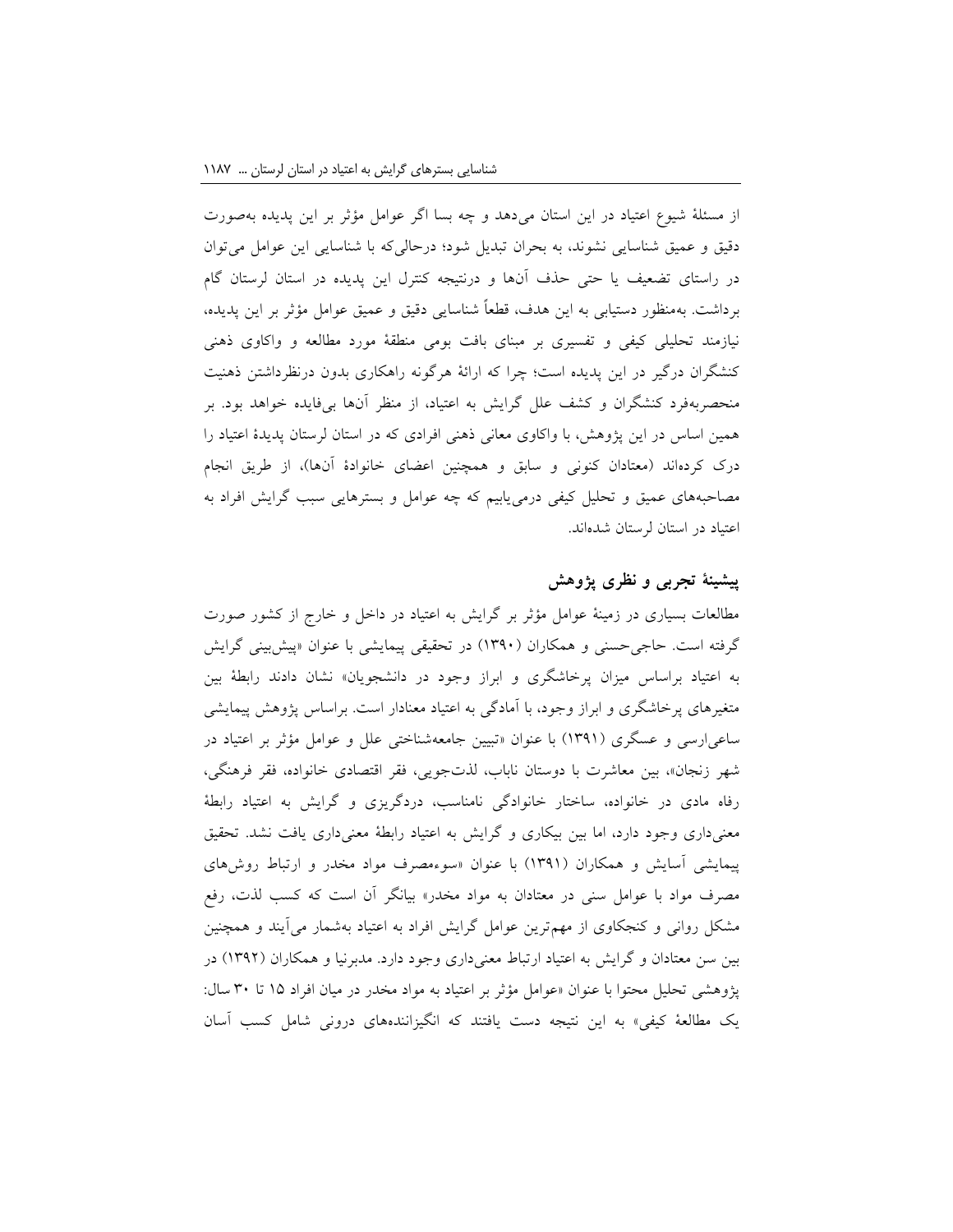از مسئلهٔ شیوع اعتیاد در این استان می‌دهد و چه بسا اگر عوامل مؤثر بر این پدیده به‌صورت دقیق و عمیق شناسایی نشوند، به بحران تبدیل شود؛ درحالی‌که با شناسایی این عوامل می‌توان در راستای تضعیف یا حتی حذف آن‌ها و درنتیجه کنترل این پدیده در استان لرستان گام برداشت. به‌منظور دستیابی به این هدف، قطعاً شناسایی دقیق و عمیق عوامل مؤثر بر این پدیده، نیازمند تحلیلی کیفی و تفسیری بر مبنای بافت بومی منطقهٔ مورد مطالعه و واکاوی ذهنی کنشگران درگیر در این پدیده است؛ چرا که ارائهٔ هرگونه راهکاری بدون درنظرداشتن ذهنیت منحصربه‌فرد کنشگران و کشف علل گرایش به اعتیاد، از منظر آن‌ها بی‌فایده خواهد بود. بر همین اساس در این پژوهش، با واکاوی معانی ذهنی افرادی که در استان لرستان پدیدهٔ اعتیاد را درک کرده‌اند (معتادان کنونی و سابق و همچنین اعضای خانوادهٔ آن‌ها)، از طریق انجام مصاحبه‌های عمیق و تحلیل کیفی درمی‌یابیم که چه عوامل و بسترهایی سبب گرایش افراد به اعتیاد در استان لرستان شده‌اند.

## پیشینهٔ تجربی و نظری پژوهش

مطالعات بسیاری در زمینهٔ عوامل مؤثر بر گرایش به اعتیاد در داخل و خارج از کشور صورت گرفته است. حاجی‌حسنی و همکاران (۱۳۹۰) در تحقیقی پیمایشی با عنوان «پیش‌بینی گرایش به اعتیاد براساس میزان پرخاشگری و ابراز وجود در دانشجویان» نشان دادند رابطهٔ بین متغیرهای پرخاشگری و ابراز وجود، با آمادگی به اعتیاد معنادار است. براساس پژوهش پیمایشی ساعی‌ارسی و عسگری (۱۳۹۱) با عنوان «تبیین جامعه‌شناختی علل و عوامل مؤثر بر اعتیاد در شهر زنجان»، بین معاشرت با دوستان ناباب، لذت‌جویی، فقر اقتصادی خانواده، فقر فرهنگی، رفاه مادی در خانواده، ساختار خانوادگی نامناسب، دردگریزی و گرایش به اعتیاد رابطهٔ معنی‌داری وجود دارد، اما بین بیکاری و گرایش به اعتیاد رابطهٔ معنی‌داری یافت نشد. تحقیق پیمایشی آسایش و همکاران (۱۳۹۱) با عنوان «سوءمصرف مواد مخدر و ارتباط روش‌های مصرف مواد با عوامل سنی در معتادان به مواد مخدر» بیانگر آن است که کسب لذت، رفع مشکل روانی و کنجکاوی از مهم‌ترین عوامل گرایش افراد به اعتیاد به‌شمار می‌آیند و همچنین بین سن معتادان و گرایش به اعتیاد ارتباط معنی‌داری وجود دارد. مدبرنیا و همکاران (۱۳۹۲) در پژوهشی تحلیل محتوا با عنوان «عوامل مؤثر بر اعتیاد به مواد مخدر در میان افراد ۱۵ تا ۳۰ سال: یک مطالعهٔ کیفی» به این نتیجه دست یافتند که انگیزاننده‌های درونی شامل کسب آسان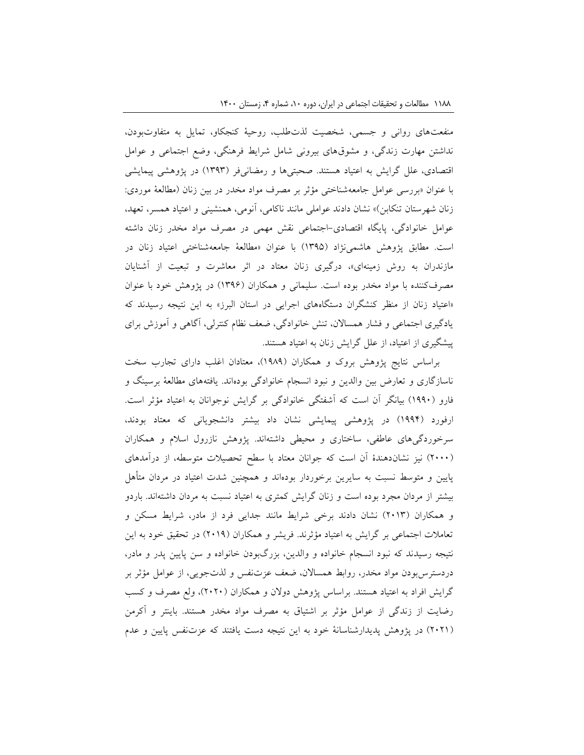منفعت‌های روانی و جسمی، شخصیت لذت‌طلب، روحیهٔ کنجکاو، تمایل به متفاوت‌بودن، نداشتن مهارت زندگی، و مشوق‌های بیرونی شامل شرایط فرهنگی، وضع اجتماعی و عوامل اقتصادی، علل گرایش به اعتیاد هستند. صحبتی‌ها و رمضانی‌فر (۱۳۹۳) در پژوهشی پیمایشی با عنوان «بررسی عوامل جامعه‌شناختی مؤثر بر مصرف مواد مخدر در بین زنان (مطالعهٔ موردی: زنان شهرستان تنکابن)» نشان دادند عواملی مانند ناکامی، آنومی، همنشینی و اعتیاد همسر، تعهد، عوامل خانوادگی، پایگاه اقتصادی-اجتماعی نقش مهمی در مصرف مواد مخدر زنان داشته است. مطابق پژوهش هاشمی‌نژاد (۱۳۹۵) با عنوان «مطالعهٔ جامعه‌شناختی اعتیاد زنان در مازندران به روش زمینه‌ای»، درگیری زنان معتاد در اثر معاشرت و تبعیت از آشنایان مصرف‌کننده با مواد مخدر بوده است. سلیمانی و همکاران (۱۳۹۶) در پژوهش خود با عنوان «اعتیاد زنان از منظر کنشگران دستگاه‌های اجرایی در استان البرز» به این نتیجه رسیدند که یادگیری اجتماعی و فشار همسالان، تنش خانوادگی، ضعف نظام کنترلی، آگاهی و آموزش برای پیشگیری از اعتیاد، از علل گرایش زنان به اعتیاد هستند.

براساس نتایج پژوهش بروک و همکاران (۱۹۸۹)، معتادان اغلب دارای تجارب سخت ناسازگاری و تعارض بین والدین و نبود انسجام خانوادگی بوده‌اند. یافته‌های مطالعهٔ برسینگ و فارو (۱۹۹۰) بیانگر آن است که آشفتگی خانوادگی بر گرایش نوجوانان به اعتیاد مؤثر است. ارفورد (۱۹۹۴) در پژوهشی پیمایشی نشان داد بیشتر دانشجویانی که معتاد بودند، سرخوردگی‌های عاطفی، ساختاری و محیطی داشته‌اند. پژوهش نازرول اسلام و همکاران (۲۰۰۰) نیز نشان‌دهندهٔ آن است که جوانان معتاد با سطح تحصیلات متوسطه، از درآمدهای پایین و متوسط نسبت به سایرین برخوردار بوده‌اند و همچنین شدت اعتیاد در مردان متأهل بیشتر از مردان مجرد بوده است و زنان گرایش کمتری به اعتیاد نسبت به مردان داشته‌اند. باردو و همکاران (۲۰۱۳) نشان دادند برخی شرایط مانند جدایی فرد از مادر، شرایط مسکن و تعاملات اجتماعی بر گرایش به اعتیاد مؤثرند. فریشر و همکاران (۲۰۱۹) در تحقیق خود به این نتیجه رسیدند که نبود انسجام خانواده و والدین، بزرگ‌بودن خانواده و سن پایین پدر و مادر، دردسترس‌بودن مواد مخدر، روابط همسالان، ضعف عزت‌نفس و لذت‌جویی، از عوامل مؤثر بر گرایش افراد به اعتیاد هستند. براساس پژوهش دولان و همکاران (۲۰۲۰)، ولع مصرف و کسب رضایت از زندگی از عوامل مؤثر بر اشتیاق به مصرف مواد مخدر هستند. باینتر و آکرمن (۲۰۲۱) در پژوهش پدیدارشناسانهٔ خود به این نتیجه دست یافتند که عزت‌نفس پایین و عدم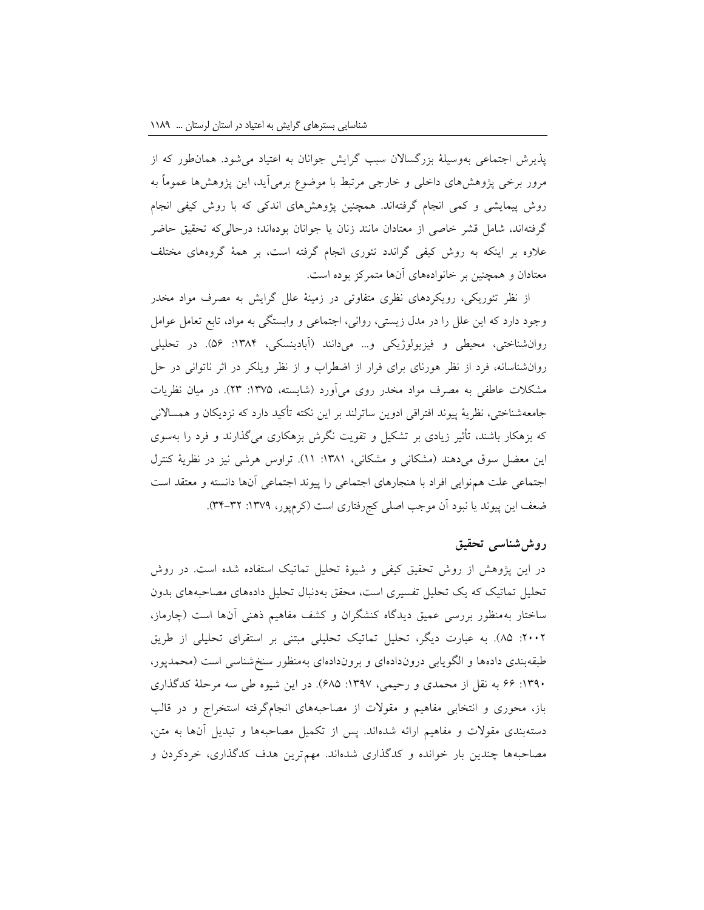پذیرش اجتماعی به‌وسیلهٔ بزرگسالان سبب گرایش جوانان به اعتیاد می‌شود. همان‌طور که از مرور برخی پژوهش‌های داخلی و خارجی مرتبط با موضوع برمی‌آید، این پژوهش‌ها عموماً به روش پیمایشی و کمی انجام گرفته‌اند. همچنین پژوهش‌های اندکی که با روش کیفی انجام گرفته‌اند، شامل قشر خاصی از معتادان مانند زنان یا جوانان بوده‌اند؛ درحالی‌که تحقیق حاضر علاوه بر اینکه به روش کیفی گراندد تئوری انجام گرفته است، بر همهٔ گروه‌های مختلف معتادان و همچنین بر خانواده‌های آن‌ها متمرکز بوده است.

از نظر تئوریکی، رویکردهای نظری متفاوتی در زمینهٔ علل گرایش به مصرف مواد مخدر وجود دارد که این علل را در مدل زیستی، روانی، اجتماعی و وابستگی به مواد، تابع تعامل عوامل روان‌شناختی، محیطی و فیزیولوژیکی و... می‌دانند (آبادینسکی، ۱۳۸۴: ۵۶). در تحلیلی روان‌شناسانه، فرد از نظر هورنای برای فرار از اضطراب و از نظر ویلکر در اثر ناتوانی در حل مشکلات عاطفی به مصرف مواد مخدر روی می‌آورد (شایسته، ۱۳۷۵: ۲۳). در میان نظریات جامعه‌شناختی، نظریهٔ پیوند افتراقی ادوین ساترلند بر این نکته تأکید دارد که نزدیکان و همسالانی که بزهکار باشند، تأثیر زیادی بر تشکیل و تقویت نگرش بزهکاری می‌گذارند و فرد را به‌سوی این معضل سوق می‌دهند (مشکانی و مشکانی، ۱۳۸۱: ۱۱). تراوس هرشی نیز در نظریهٔ کنترل اجتماعی علت هم‌نوایی افراد با هنجارهای اجتماعی را پیوند اجتماعی آن‌ها دانسته و معتقد است ضعف این پیوند یا نبود آن موجب اصلی کج‌رفتاری است (کرم‌پور، ۱۳۷۹: ۳۲-۳۴).

## روش‌شناسی تحقیق

در این پژوهش از روش تحقیق کیفی و شیوهٔ تحلیل تماتیک استفاده شده است. در روش تحلیل تماتیک که یک تحلیل تفسیری است، محقق به‌دنبال تحلیل داده‌های مصاحبه‌های بدون ساختار به‌منظور بررسی عمیق دیدگاه کنشگران و کشف مفاهیم ذهنی آن‌ها است (چارماز، ۲۰۰۲: ۸۵). به عبارت دیگر، تحلیل تماتیک تحلیلی مبتنی بر استقرای تحلیلی از طریق طبقه‌بندی داده‌ها و الگویابی درون‌داده‌ای و برون‌داده‌ای به‌منظور سنخ‌شناسی است (محمدپور، ۱۳۹۰: ۶۶ به نقل از محمدی و رحیمی، ۱۳۹۷: ۶۸۵). در این شیوه طی سه مرحلهٔ کدگذاری باز، محوری و انتخابی مفاهیم و مقولات از مصاحبه‌های انجام‌گرفته استخراج و در قالب دسته‌بندی مقولات و مفاهیم ارائه شده‌اند. پس از تکمیل مصاحبه‌ها و تبدیل آن‌ها به متن، مصاحبه‌ها چندین بار خوانده و کدگذاری شده‌اند. مهم‌ترین هدف کدگذاری، خردکردن و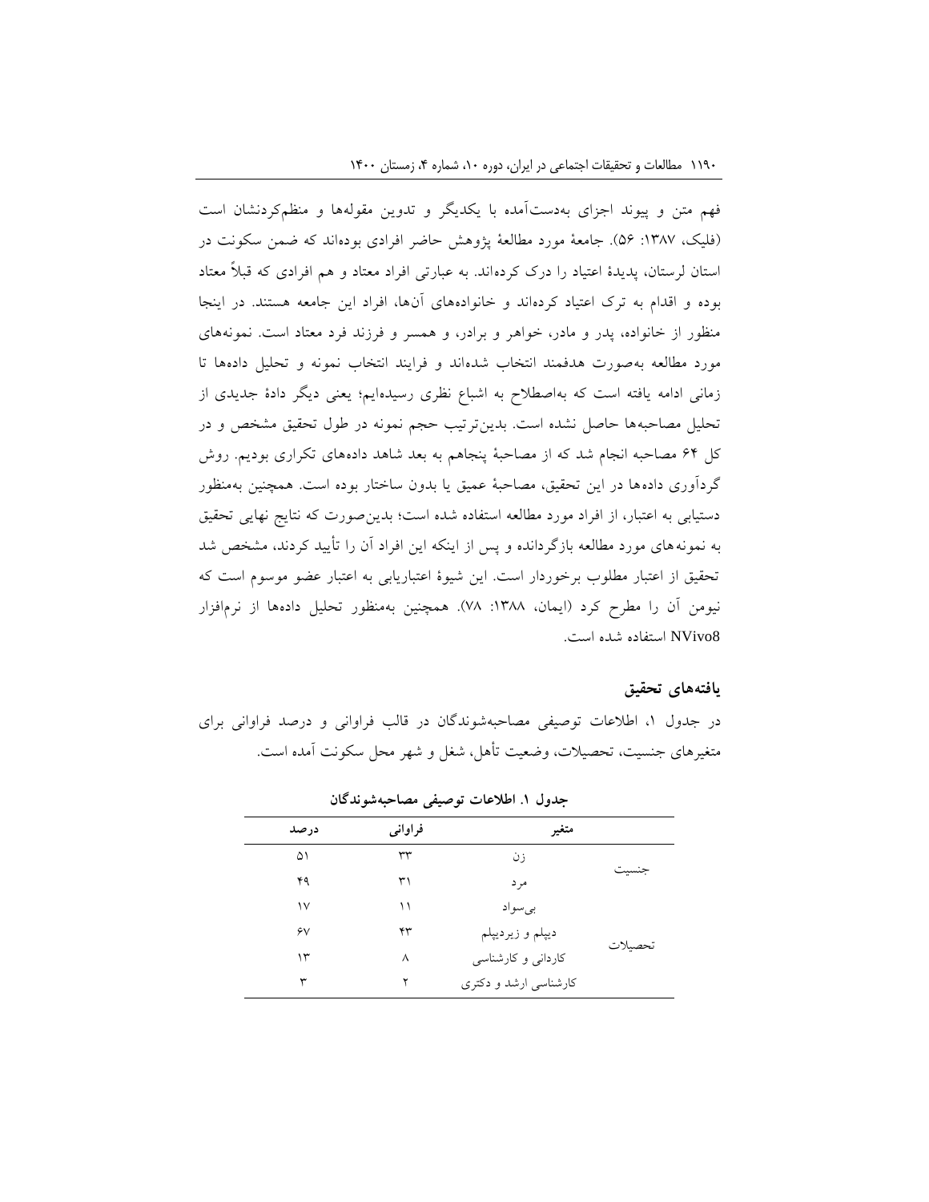فهم متن و پیوند اجزای به‌دست‌آمده با یکدیگر و تدوین مقوله‌ها و منظم‌کردنشان است (فلیک، ۱۳۸۷: ۵۶). جامعهٔ مورد مطالعهٔ پژوهش حاضر افرادی بوده‌اند که ضمن سکونت در استان لرستان، پدیدهٔ اعتیاد را درک کرده‌اند. به عبارتی افراد معتاد و هم افرادی که قبلاً معتاد بوده و اقدام به ترک اعتیاد کرده‌اند و خانواده‌های آن‌ها، افراد این جامعه هستند. در اینجا منظور از خانواده، پدر و مادر، خواهر و برادر، و همسر و فرزند فرد معتاد است. نمونه‌های مورد مطالعه به‌صورت هدفمند انتخاب شده‌اند و فرایند انتخاب نمونه و تحلیل داده‌ها تا زمانی ادامه یافته است که به‌اصطلاح به اشباع نظری رسیده‌ایم؛ یعنی دیگر دادهٔ جدیدی از تحلیل مصاحبه‌ها حاصل نشده است. بدین‌ترتیب حجم نمونه در طول تحقیق مشخص و در کل ۶۴ مصاحبه انجام شد که از مصاحبهٔ پنجاهم به بعد شاهد داده‌های تکراری بودیم. روش گردآوری داده‌ها در این تحقیق، مصاحبهٔ عمیق یا بدون ساختار بوده است. همچنین به‌منظور دستیابی به اعتبار، از افراد مورد مطالعه استفاده شده است؛ بدین‌صورت که نتایج نهایی تحقیق به نمونه‌های مورد مطالعه بازگردانده و پس از اینکه این افراد آن را تأیید کردند، مشخص شد تحقیق از اعتبار مطلوب برخوردار است. این شیوهٔ اعتباریابی به اعتبار عضو موسوم است که نیومن آن را مطرح کرد (ایمان، ۱۳۸۸: ۷۸). همچنین به‌منظور تحلیل داده‌ها از نرم‌افزار NVivo8 استفاده شده است.

## یافته‌های تحقیق

در جدول ۱، اطلاعات توصیفی مصاحبه‌شوندگان در قالب فراوانی و درصد فراوانی برای متغیرهای جنسیت، تحصیلات، وضعیت تأهل، شغل و شهر محل سکونت آمده است.

**جدول ۱. اطلاعات توصیفی مصاحبه‌شوندگان**

| متغیر | | فراوانی | درصد |
|---|---|---|---|
| جنسیت | زن | ۳۳ | ۵۱ |
| | مرد | ۳۱ | ۴۹ |
| تحصیلات | بی‌سواد | ۱۱ | ۱۷ |
| | دیپلم و زیردیپلم | ۴۳ | ۶۷ |
| | کاردانی و کارشناسی | ۸ | ۱۳ |
| | کارشناسی ارشد و دکتری | ۲ | ۳ |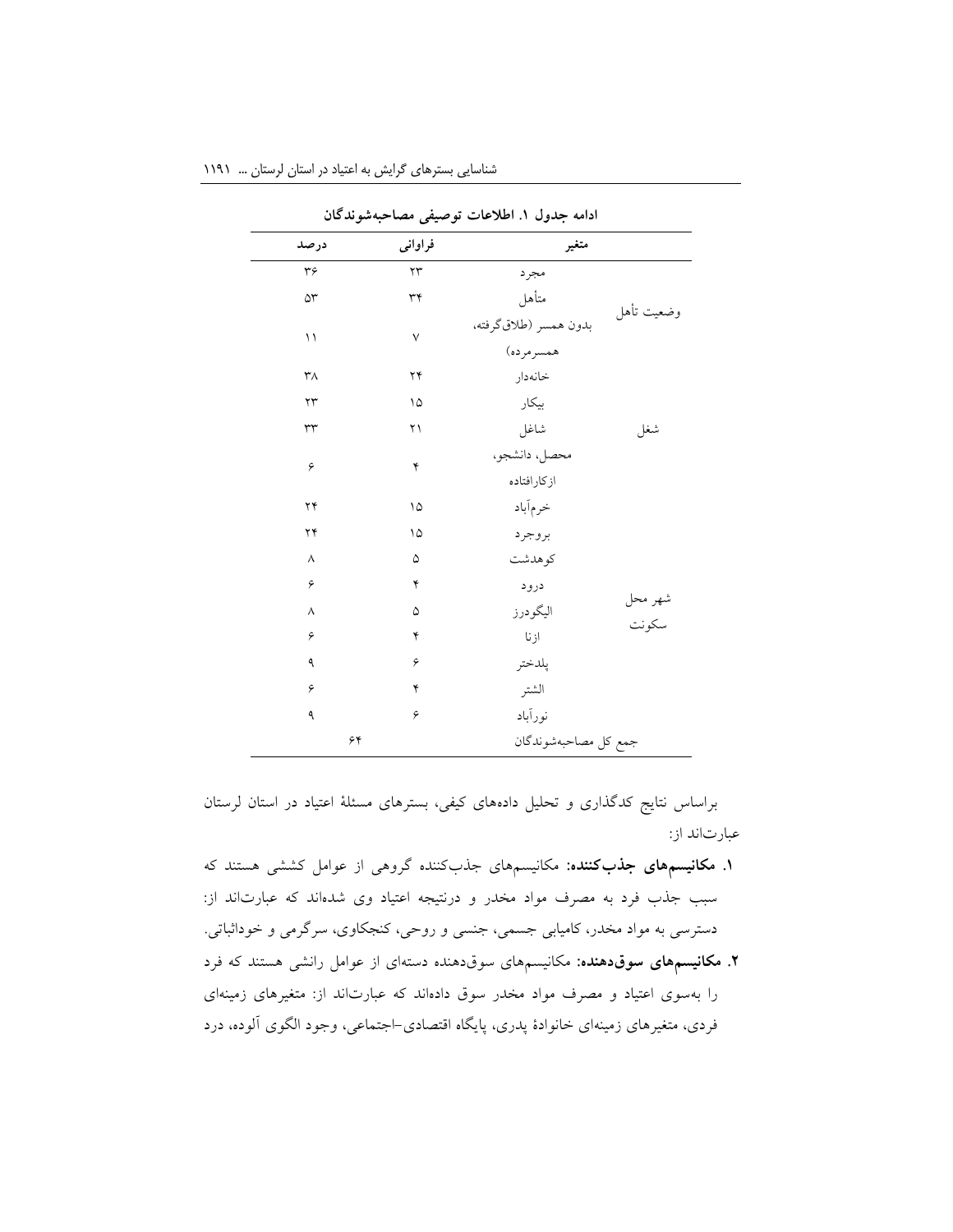**ادامه جدول ۱. اطلاعات توصیفی مصاحبه‌شوندگان**

| متغیر | | فراوانی | درصد |
|---|---|---|---|
| وضعیت تأهل | مجرد | ۲۳ | ۳۶ |
| | متأهل | ۳۴ | ۵۳ |
| | بدون همسر (طلاق‌گرفته، همسرمرده) | ۷ | ۱۱ |
| شغل | خانه‌دار | ۲۴ | ۳۸ |
| | بیکار | ۱۵ | ۲۳ |
| | شاغل | ۲۱ | ۳۳ |
| | محصل، دانشجو، ازکارافتاده | ۴ | ۶ |
| شهر محل سکونت | خرم‌آباد | ۱۵ | ۲۴ |
| | بروجرد | ۱۵ | ۲۴ |
| | کوهدشت | ۵ | ۸ |
| | درود | ۴ | ۶ |
| | الیگودرز | ۵ | ۸ |
| | ازنا | ۴ | ۶ |
| | پلدختر | ۶ | ۹ |
| | الشتر | ۴ | ۶ |
| | نورآباد | ۶ | ۹ |
| جمع کل مصاحبه‌شوندگان | | ۶۴ | |

براساس نتایج کدگذاری و تحلیل داده‌های کیفی، بسترهای مسئلهٔ اعتیاد در استان لرستان عبارت‌اند از:

۱. **مکانیسم‌های جذب‌کننده:** مکانیسم‌های جذب‌کننده گروهی از عوامل کششی هستند که سبب جذب فرد به مصرف مواد مخدر و درنتیجه اعتیاد وی شده‌اند که عبارت‌اند از: دسترسی به مواد مخدر، کامیابی جسمی، جنسی و روحی، کنجکاوی، سرگرمی و خوداثباتی.

۲. **مکانیسم‌های سوق‌دهنده:** مکانیسم‌های سوق‌دهنده دسته‌ای از عوامل رانشی هستند که فرد را به‌سوی اعتیاد و مصرف مواد مخدر سوق داده‌اند که عبارت‌اند از: متغیرهای زمینه‌ای فردی، متغیرهای زمینه‌ای خانوادهٔ پدری، پایگاه اقتصادی-اجتماعی، وجود الگوی آلوده، درد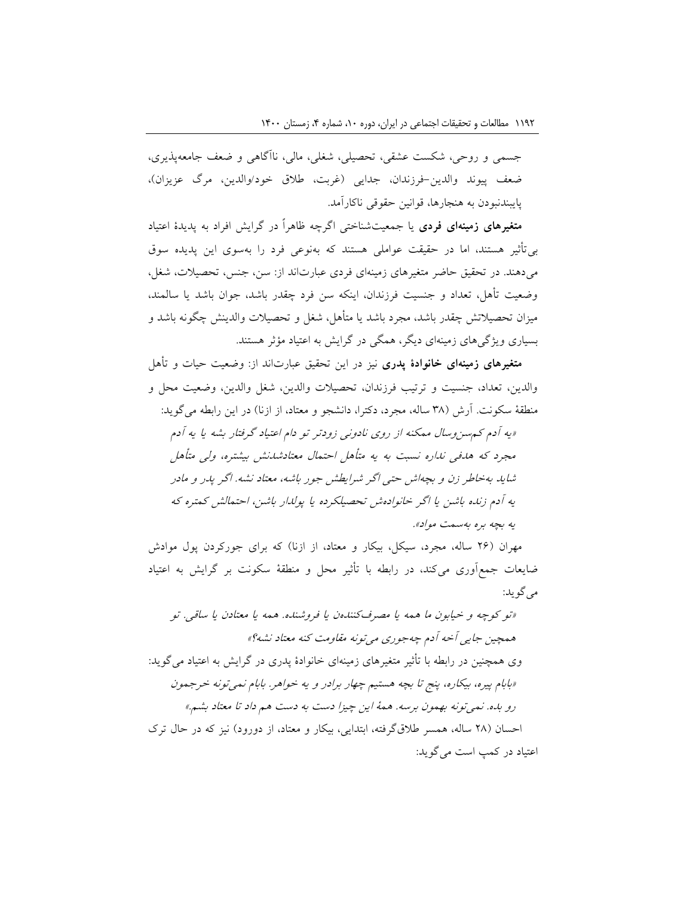جسمی و روحی، شکست عشقی، تحصیلی، شغلی، مالی، ناآگاهی و ضعف جامعه‌پذیری، ضعف پیوند والدین-فرزندان، جدایی (غربت، طلاق خود/والدین، مرگ عزیزان)، پایبندنبودن به هنجارها، قوانین حقوقی ناکارآمد.

**متغیرهای زمینه‌ای فردی** یا جمعیت‌شناختی اگرچه ظاهراً در گرایش افراد به پدیدۀ اعتیاد بی‌تأثیر هستند، اما در حقیقت عواملی هستند که به‌نوعی فرد را به‌سوی این پدیده سوق می‌دهند. در تحقیق حاضر متغیرهای زمینه‌ای فردی عبارت‌اند از: سن، جنس، تحصیلات، شغل، وضعیت تأهل، تعداد و جنسیت فرزندان، اینکه سن فرد چقدر باشد، جوان باشد یا سالمند، میزان تحصیلاتش چقدر باشد، مجرد باشد یا متأهل، شغل و تحصیلات والدینش چگونه باشد و بسیاری ویژگی‌های زمینه‌ای دیگر، همگی در گرایش به اعتیاد مؤثر هستند.

**متغیرهای زمینه‌ای خانوادۀ پدری** نیز در این تحقیق عبارت‌اند از: وضعیت حیات و تأهل والدین، تعداد، جنسیت و ترتیب فرزندان، تحصیلات والدین، شغل والدین، وضعیت محل و منطقۀ سکونت. آرش (۳۸ ساله، مجرد، دکترا، دانشجو و معتاد، از ازنا) در این رابطه می‌گوید:

> *«یه آدم کم‌سن‌وسال ممکنه از روی نادونی زودتر تو دام اعتیاد گرفتار بشه یا یه آدم مجرد که هدفی نداره نسبت به یه متأهل احتمال معتادشدنش بیشتره، ولی متأهل شاید به‌خاطر زن و بچه‌اش حتی اگر شرایطش جور باشه، معتاد نشه. اگر پدر و مادر یه آدم زنده باشن یا اگر خانواده‌ش تحصیلکرده یا پولدار باشن، احتمالش کمتره که یه بچه بره به‌سمت مواد».*

مهران (۲۶ ساله، مجرد، سیکل، بیکار و معتاد، از ازنا) که برای جورکردن پول موادش ضایعات جمع‌آوری می‌کند، در رابطه با تأثیر محل و منطقۀ سکونت بر گرایش به اعتیاد می‌گوید:

> *«تو کوچه و خیابون ما همه یا مصرف‌کننده‌ن یا فروشنده. همه یا معتادن یا ساقی. تو همچین جایی آخه آدم چه‌جوری می‌تونه مقاومت کنه معتاد نشه؟»*

وی همچنین در رابطه با تأثیر متغیرهای زمینه‌ای خانوادۀ پدری در گرایش به اعتیاد می‌گوید:

> *«بابام پیره، بیکاره، پنج تا بچه هستیم چهار برادر و یه خواهر. بابام نمی‌تونه خرجمون رو بده. نمی‌تونه بهمون برسه. همۀ این چیزا دست به دست هم داد تا معتاد بشم.»*

احسان (۲۸ ساله، همسر طلاق‌گرفته، ابتدایی، بیکار و معتاد، از دورود) نیز که در حال ترک اعتیاد در کمپ است می‌گوید: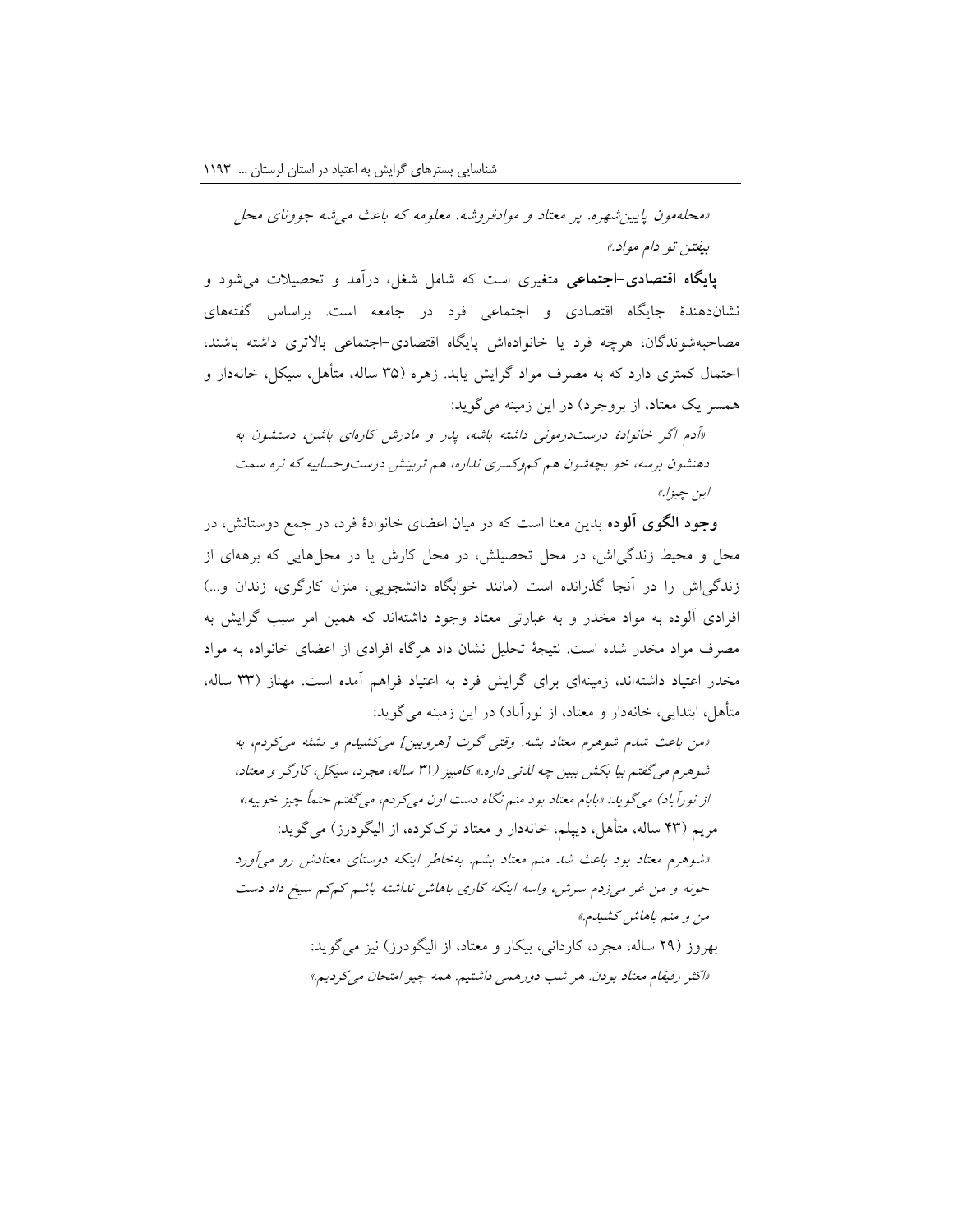*«محله‌مون پایین‌شهره. پر معتاد و موادفروشه. معلومه که باعث می‌شه جوونای محل بیفتن تو دام مواد.»*

**پایگاه اقتصادی-اجتماعی** متغیری است که شامل شغل، درآمد و تحصیلات می‌شود و نشان‌دهندهٔ جایگاه اقتصادی و اجتماعی فرد در جامعه است. براساس گفته‌های مصاحبه‌شوندگان، هرچه فرد یا خانواده‌اش پایگاه اقتصادی-اجتماعی بالاتری داشته باشند، احتمال کمتری دارد که به مصرف مواد گرایش یابد. زهره (۳۵ ساله، متأهل، سیکل، خانه‌دار و همسر یک معتاد، از بروجرد) در این زمینه می‌گوید:

*«آدم اگر خانوادهٔ درست‌درمونی داشته باشه، پدر و مادرش کاره‌ای باشن، دستشون به دهنشون برسه، خو بچه‌شون هم کم‌وکسری نداره، هم تربیتش درست‌وحسابیه که نره سمت این چیزا.»*

**وجود الگوی آلوده** بدین معنا است که در میان اعضای خانوادهٔ فرد، در جمع دوستانش، در محل و محیط زندگی‌اش، در محل تحصیلش، در محل کارش یا در محل‌هایی که برهه‌ای از زندگی‌اش را در آنجا گذرانده است (مانند خوابگاه دانشجویی، منزل کارگری، زندان و...) افرادی آلوده به مواد مخدر و به عبارتی معتاد وجود داشته‌اند که همین امر سبب گرایش به مصرف مواد مخدر شده است. نتیجهٔ تحلیل نشان داد هرگاه افرادی از اعضای خانواده به مواد مخدر اعتیاد داشته‌اند، زمینه‌ای برای گرایش فرد به اعتیاد فراهم آمده است. مهناز (۳۳ ساله، متأهل، ابتدایی، خانه‌دار و معتاد، از نورآباد) در این زمینه می‌گوید:

*«من باعث شدم شوهرم معتاد بشه. وقتی گرت [هرویین] می‌کشیدم و نشئه می‌کردم، به شوهرم می‌گفتم بیا بکش ببین چه لذتی داره.» کامبیز (۳۱ ساله، مجرد، سیکل، کارگر و معتاد، از نورآباد) می‌گوید: «بابام معتاد بود منم نگاه دست اون می‌کردم، می‌گفتم حتماً چیز خوبیه.»*

مریم (۴۳ ساله، متأهل، دیپلم، خانه‌دار و معتاد ترک‌کرده، از الیگودرز) می‌گوید:

*«شوهرم معتاد بود باعث شد منم معتاد بشم. به‌خاطر اینکه دوستای معتادش رو می‌آورد خونه و من غر می‌زدم سرش، واسه اینکه کاری باهاش نداشته باشم کم‌کم سیخ داد دست من و منم باهاش کشیدم.»*

بهروز (۲۹ ساله، مجرد، کاردانی، بیکار و معتاد، از الیگودرز) نیز می‌گوید:

*«اکثر رفیقام معتاد بودن. هر شب دورهمی داشتیم. همه چیو امتحان می‌کردیم.»*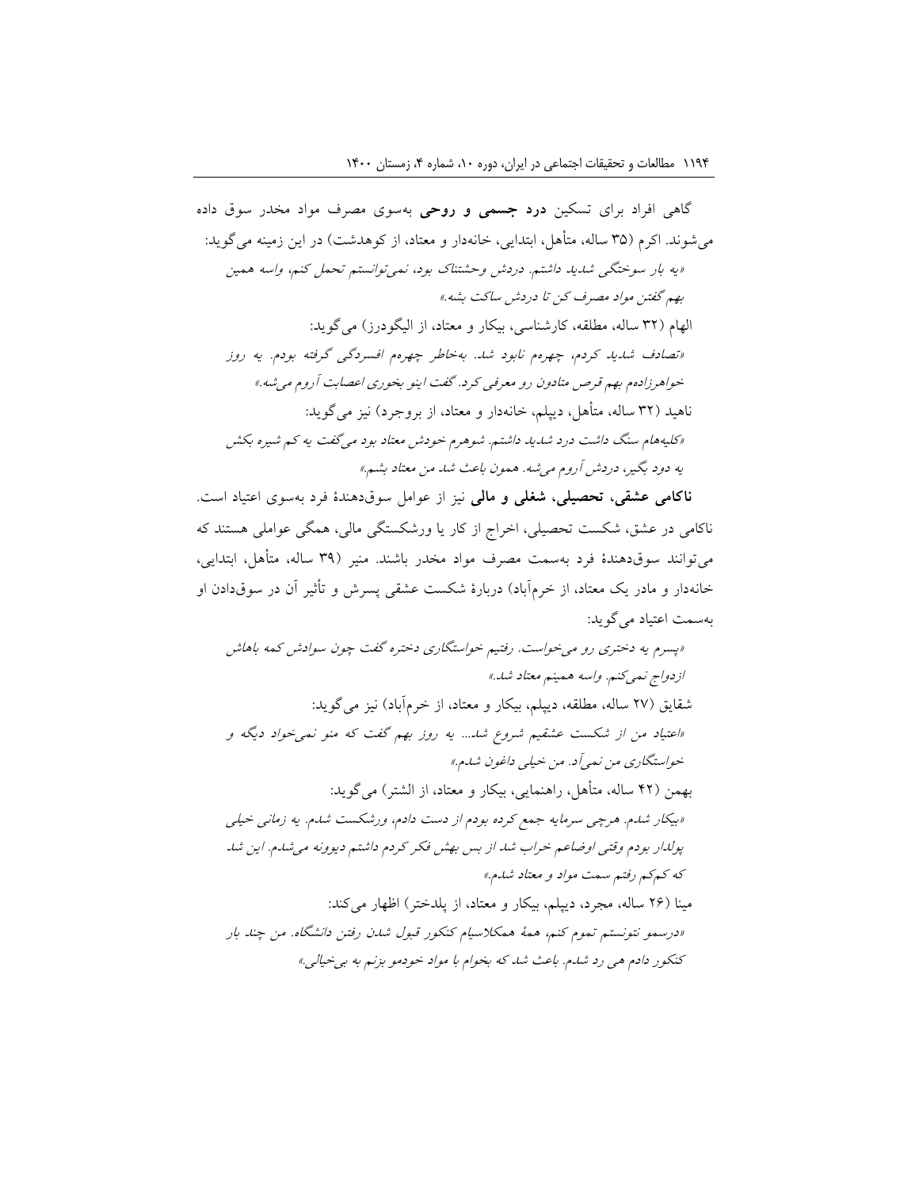گاهی افراد برای تسکین **درد جسمی و روحی** به‌سوی مصرف مواد مخدر سوق داده می‌شوند. اکرم (۳۵ ساله، متأهل، ابتدایی، خانه‌دار و معتاد، از کوهدشت) در این زمینه می‌گوید:

*«یه بار سوختگی شدید داشتم. دردش وحشتناک بود، نمی‌توانستم تحمل کنم، واسه همین بهم گفتن مواد مصرف کن تا دردش ساکت بشه.»*

الهام (۳۲ ساله، مطلقه، کارشناسی، بیکار و معتاد، از الیگودرز) می‌گوید:

*«تصادف شدید کردم، چهره‌م نابود شد. به‌خاطر چهره‌م افسردگی گرفته بودم. یه روز خواهرزاده‌م بهم قرص متادون رو معرفی کرد. گفت اینو بخوری اعصابت آروم می‌شه.»*

ناهید (۳۲ ساله، متأهل، دیپلم، خانه‌دار و معتاد، از بروجرد) نیز می‌گوید:

*«کلیه‌هام سنگ داشت درد شدید داشتم. شوهرم خودش معتاد بود می‌گفت یه کم شیره بکش یه دود بگیر، دردش آروم می‌شه. همون باعث شد من معتاد بشم.»*

**ناکامی عشقی، تحصیلی، شغلی و مالی** نیز از عوامل سوق‌دهندهٔ فرد به‌سوی اعتیاد است. ناکامی در عشق، شکست تحصیلی، اخراج از کار یا ورشکستگی مالی، همگی عواملی هستند که می‌توانند سوق‌دهندهٔ فرد به‌سمت مصرف مواد مخدر باشند. منیر (۳۹ ساله، متأهل، ابتدایی، خانه‌دار و مادر یک معتاد، از خرم‌آباد) دربارهٔ شکست عشقی پسرش و تأثیر آن در سوق‌دادن او به‌سمت اعتیاد می‌گوید:

*«پسرم یه دختری رو می‌خواست. رفتیم خواستگاری دختره گفت چون سوادش کمه باهاش ازدواج نمی‌کنم. واسه همینم معتاد شد.»*

شقایق (۲۷ ساله، مطلقه، دیپلم، بیکار و معتاد، از خرم‌آباد) نیز می‌گوید:

*«اعتیاد من از شکست عشقیم شروع شد... یه روز بهم گفت که منو نمی‌خواد دیگه و خواستگاری من نمی‌آد. من خیلی داغون شدم.»*

بهمن (۴۲ ساله، متأهل، راهنمایی، بیکار و معتاد، از الشتر) می‌گوید:

*«بیکار شدم. هرچی سرمایه جمع کرده بودم از دست دادم، ورشکست شدم. یه زمانی خیلی پولدار بودم وقتی اوضاعم خراب شد از بس بهش فکر کردم داشتم دیوونه می‌شدم. این شد که کم‌کم رفتم سمت مواد و معتاد شدم.»*

مینا (۲۶ ساله، مجرد، دیپلم، بیکار و معتاد، از پلدختر) اظهار می‌کند:

*«درسمو نتونستم تموم کنم، همهٔ همکلاسیام کنکور قبول شدن رفتن دانشگاه. من چند بار کنکور دادم هی رد شدم. باعث شد که بخوام با مواد خودمو بزنم به بی‌خیالی.»*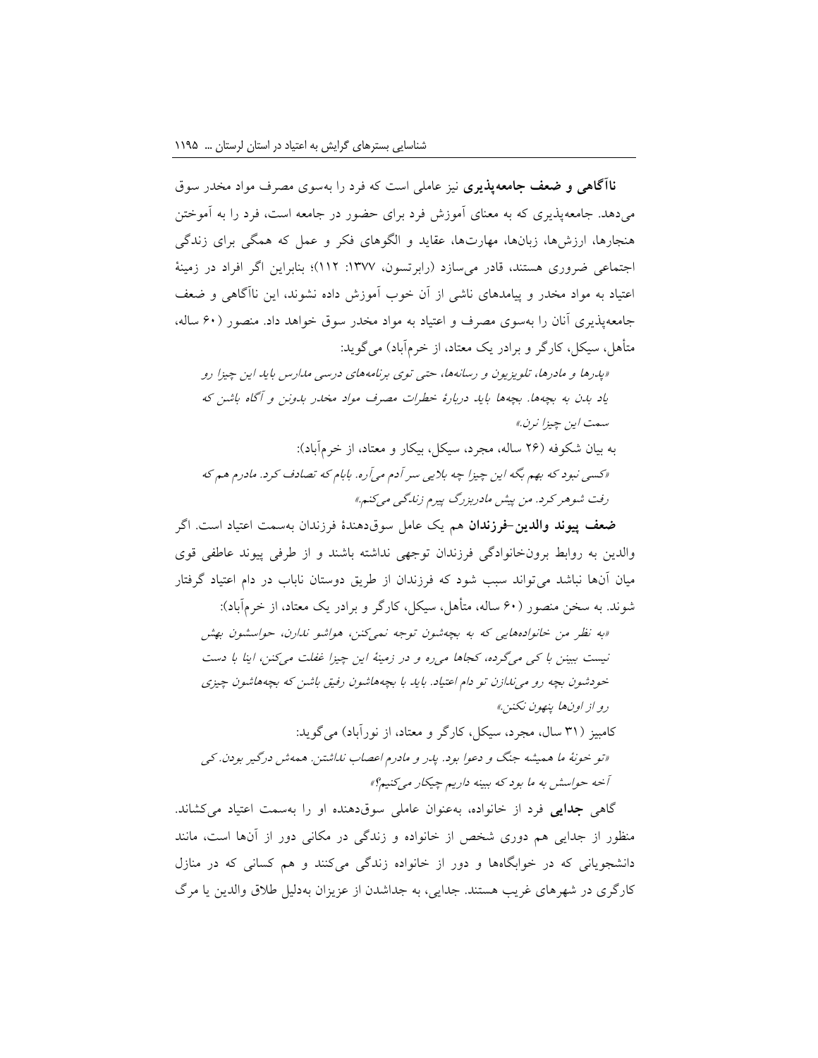**ناآگاهی و ضعف جامعه‌پذیری** نیز عاملی است که فرد را به‌سوی مصرف مواد مخدر سوق می‌دهد. جامعه‌پذیری که به معنای آموزش فرد برای حضور در جامعه است، فرد را به آموختن هنجارها، ارزش‌ها، زبان‌ها، مهارت‌ها، عقاید و الگوهای فکر و عمل که همگی برای زندگی اجتماعی ضروری هستند، قادر می‌سازد (رابرتسون، ۱۳۷۷: ۱۱۲)؛ بنابراین اگر افراد در زمینهٔ اعتیاد به مواد مخدر و پیامدهای ناشی از آن خوب آموزش داده نشوند، این ناآگاهی و ضعف جامعه‌پذیری آنان را به‌سوی مصرف و اعتیاد به مواد مخدر سوق خواهد داد. منصور (۶۰ ساله، متأهل، سیکل، کارگر و برادر یک معتاد، از خرم‌آباد) می‌گوید:

*«پدرها و مادرها، تلویزیون و رسانه‌ها، حتی توی برنامه‌های درسی مدارس باید این چیزا رو یاد بدن به بچه‌ها. بچه‌ها باید دربارهٔ خطرات مصرف مواد مخدر بدونن و آگاه باشن که سمت این چیزا نرن.»*

به بیان شکوفه (۲۶ ساله، مجرد، سیکل، بیکار و معتاد، از خرم‌آباد):

*«کسی نبود که بهم بگه این چیزا چه بلایی سر آدم میاره. بابام که تصادف کرد. مادرم هم که رفت شوهر کرد. من پیش مادربزرگ پیرم زندگی می‌کنم.»*

**ضعف پیوند والدین-فرزندان** هم یک عامل سوق‌دهندهٔ فرزندان به‌سمت اعتیاد است. اگر والدین به روابط برون‌خانوادگی فرزندان توجهی نداشته باشند و از طرفی پیوند عاطفی قوی میان آن‌ها نباشد می‌تواند سبب شود که فرزندان از طریق دوستان ناباب در دام اعتیاد گرفتار شوند. به سخن منصور (۶۰ ساله، متأهل، سیکل، کارگر و برادر یک معتاد، از خرم‌آباد):

*«به نظر من خانواده‌هایی که به بچه‌شون توجه نمی‌کنن، هواشو ندارن، حواسشون بهش نیست ببینن با کی می‌گرده، کجاها میره و در زمینهٔ این چیزا غفلت می‌کنن، اینا با دست خودشون بچه رو می‌ندازن تو دام اعتیاد. باید با بچه‌هاشون رفیق باشن که بچه‌هاشون چیزی رو از اون‌ها پنهون نکنن.»*

کامبیز (۳۱ سال، مجرد، سیکل، کارگر و معتاد، از نورآباد) می‌گوید:

*«تو خونهٔ ما همیشه جنگ و دعوا بود. پدر و مادرم اعصاب نداشتن. همه‌ش درگیر بودن. کی آخه حواسش به ما بود که ببینه داریم چیکار می‌کنیم؟»*

گاهی **جدایی** فرد از خانواده، به‌عنوان عاملی سوق‌دهنده او را به‌سمت اعتیاد می‌کشاند. منظور از جدایی هم دوری شخص از خانواده و زندگی در مکانی دور از آن‌ها است، مانند دانشجویانی که در خوابگاه‌ها و دور از خانواده زندگی می‌کنند و هم کسانی که در منازل کارگری در شهرهای غریب هستند. جدایی، به جداشدن از عزیزان به‌دلیل طلاق والدین یا مرگ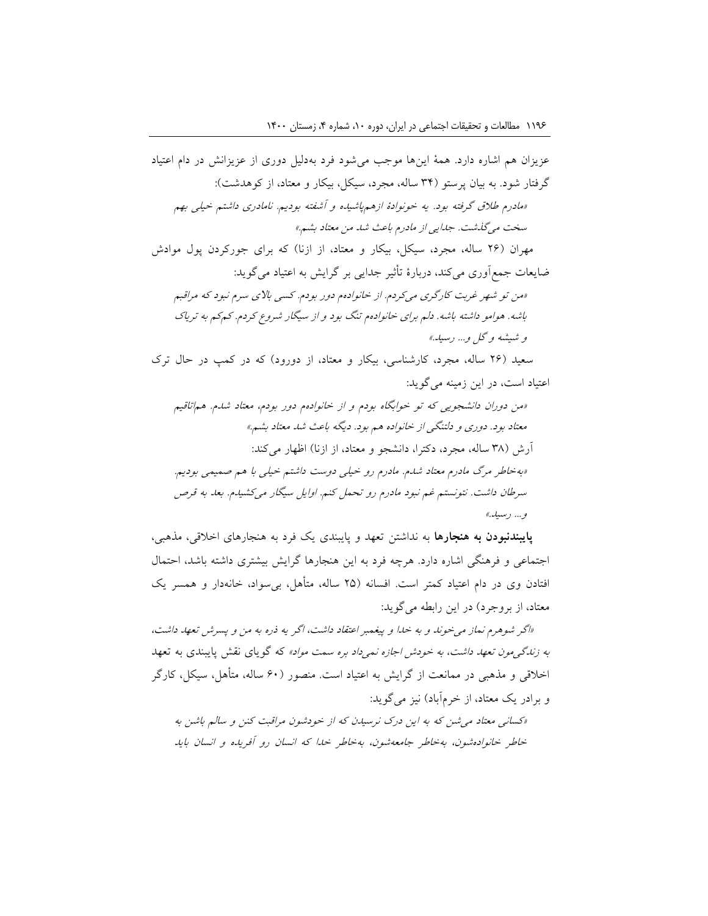عزیزان هم اشاره دارد. همهٔ این‌ها موجب می‌شود فرد به‌دلیل دوری از عزیزانش در دام اعتیاد گرفتار شود. به بیان پرستو (۳۴ ساله، مجرد، سیکل، بیکار و معتاد، از کوهدشت):

*«مادرم طلاق گرفته بود. یه خونوادهٔ ازهم‌پاشیده و آشفته بودیم. نامادری داشتم خیلی بهم سخت می‌گذشت. جدایی از مادرم باعث شد من معتاد بشم.»*

مهران (۲۶ ساله، مجرد، سیکل، بیکار و معتاد، از ازنا) که برای جورکردن پول موادش ضایعات جمع‌آوری می‌کند، دربارهٔ تأثیر جدایی بر گرایش به اعتیاد می‌گوید:

*«من تو شهر غربت کارگری می‌کردم. از خانواده‌م دور بودم. کسی بالای سرم نبود که مراقبم باشه. هوامو داشته باشه. دلم برای خانواده‌م تنگ بود و از سیگار شروع کردم. کم‌کم به تریاک و شیشه و گل و... رسید.»*

سعید (۲۶ ساله، مجرد، کارشناسی، بیکار و معتاد، از دورود) که در کمپ در حال ترک اعتیاد است، در این زمینه می‌گوید:

*«من دوران دانشجویی که تو خوابگاه بودم و از خانواده‌م دور بودم، معتاد شدم. هم‌اتاقیم معتاد بود. دوری و دلتنگی از خانواده هم بود. دیگه باعث شد معتاد بشم.»*

آرش (۳۸ ساله، مجرد، دکترا، دانشجو و معتاد، از ازنا) اظهار می‌کند:

*«به‌خاطر مرگ مادرم معتاد شدم. مادرم رو خیلی دوست داشتم خیلی با هم صمیمی بودیم. سرطان داشت. نتونستم غم نبود مادرم رو تحمل کنم. اوایل سیگار می‌کشیدم. بعد به قرص و... رسید.»*

**پایبندنبودن به هنجارها** به نداشتن تعهد و پایبندی یک فرد به هنجارهای اخلاقی، مذهبی، اجتماعی و فرهنگی اشاره دارد. هرچه فرد به این هنجارها گرایش بیشتری داشته باشد، احتمال افتادن وی در دام اعتیاد کمتر است. افسانه (۲۵ ساله، متأهل، بی‌سواد، خانه‌دار و همسر یک معتاد، از بروجرد) در این رابطه می‌گوید:

*«اگر شوهرم نماز می‌خوند و به خدا و پیغمبر اعتقاد داشت، اگر یه ذره به من و پسرش تعهد داشت، به زندگی‌مون تعهد داشت، به خودش اجازه نمی‌داد بره سمت مواد»* که گویای نقش پایبندی به تعهد اخلاقی و مذهبی در ممانعت از گرایش به اعتیاد است. منصور (۶۰ ساله، متأهل، سیکل، کارگر و برادر یک معتاد، از خرم‌آباد) نیز می‌گوید:

*«کسانی معتاد می‌شن که به این درک نرسیدن که از خودشون مراقبت کنن و سالم باشن به خاطر خانواده‌شون، به‌خاطر جامعه‌شون، به‌خاطر خدا که انسان رو آفریده و انسان باید*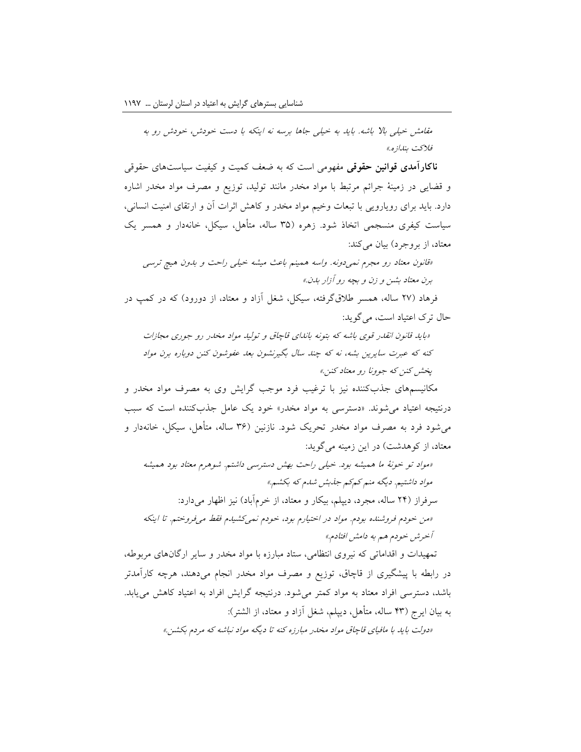*مقامش خیلی بالا باشه. باید به خیلی جاها برسه نه اینکه با دست خودش، خودش رو به فلاکت بندازه.»*

**ناکارآمدی قوانین حقوقی** مفهومی است که به ضعف کمیت و کیفیت سیاست‌های حقوقی و قضایی در زمینهٔ جرائم مرتبط با مواد مخدر مانند تولید، توزیع و مصرف مواد مخدر اشاره دارد. باید برای رویارویی با تبعات وخیم مواد مخدر و کاهش اثرات آن و ارتقای امنیت انسانی، سیاست کیفری منسجمی اتخاذ شود. زهره (۳۵ ساله، متأهل، سیکل، خانه‌دار و همسر یک معتاد، از بروجرد) بیان می‌کند:

*«قانون معتاد رو مجرم نمی‌دونه. واسه همینم باعث میشه خیلی راحت و بدون هیچ ترسی برن معتاد بشن و زن و بچه رو آزار بدن.»*

فرهاد (۲۷ ساله، همسر طلاق‌گرفته، سیکل، شغل آزاد و معتاد، از دورود) که در کمپ در حال ترک اعتیاد است، می‌گوید:

*«باید قانون انقدر قوی باشه که بتونه باندای قاچاق و تولید مواد مخدر رو جوری مجازات کنه که عبرت سایرین بشه، نه که چند سال بگیرنشون بعد عفوشون کنن دوباره برن مواد پخش کنن که جوونا رو معتاد کنن.»*

مکانیسم‌های جذب‌کننده نیز با ترغیب فرد موجب گرایش وی به مصرف مواد مخدر و درنتیجه اعتیاد می‌شوند. «دسترسی به مواد مخدر» خود یک عامل جذب‌کننده است که سبب می‌شود فرد به مصرف مواد مخدر تحریک شود. نازنین (۳۶ ساله، متأهل، سیکل، خانه‌دار و معتاد، از کوهدشت) در این زمینه می‌گوید:

*«مواد تو خونهٔ ما همیشه بود. خیلی راحت بهش دسترسی داشتم. شوهرم معتاد بود همیشه مواد داشتیم. دیگه منم کم‌کم جذبش شدم که بکشم.»*

سرفراز (۲۴ ساله، مجرد، دیپلم، بیکار و معتاد، از خرم‌آباد) نیز اظهار می‌دارد:

*«من خودم فروشنده بودم. مواد در اختیارم بود، خودم نمی‌کشیدم فقط می‌فروختم. تا اینکه آخرش خودم هم به دامش افتادم.»*

تمهیدات و اقداماتی که نیروی انتظامی، ستاد مبارزه با مواد مخدر و سایر ارگان‌های مربوطه، در رابطه با پیشگیری از قاچاق، توزیع و مصرف مواد مخدر انجام می‌دهند، هرچه کارآمدتر باشد، دسترسی افراد معتاد به مواد کمتر می‌شود. درنتیجه گرایش افراد به اعتیاد کاهش می‌یابد. به بیان ایرج (۴۳ ساله، متأهل، دیپلم، شغل آزاد و معتاد، از الشتر):

*«دولت باید با مافیای قاچاق مواد مخدر مبارزه کنه تا دیگه مواد نباشه که مردم بکشن.»*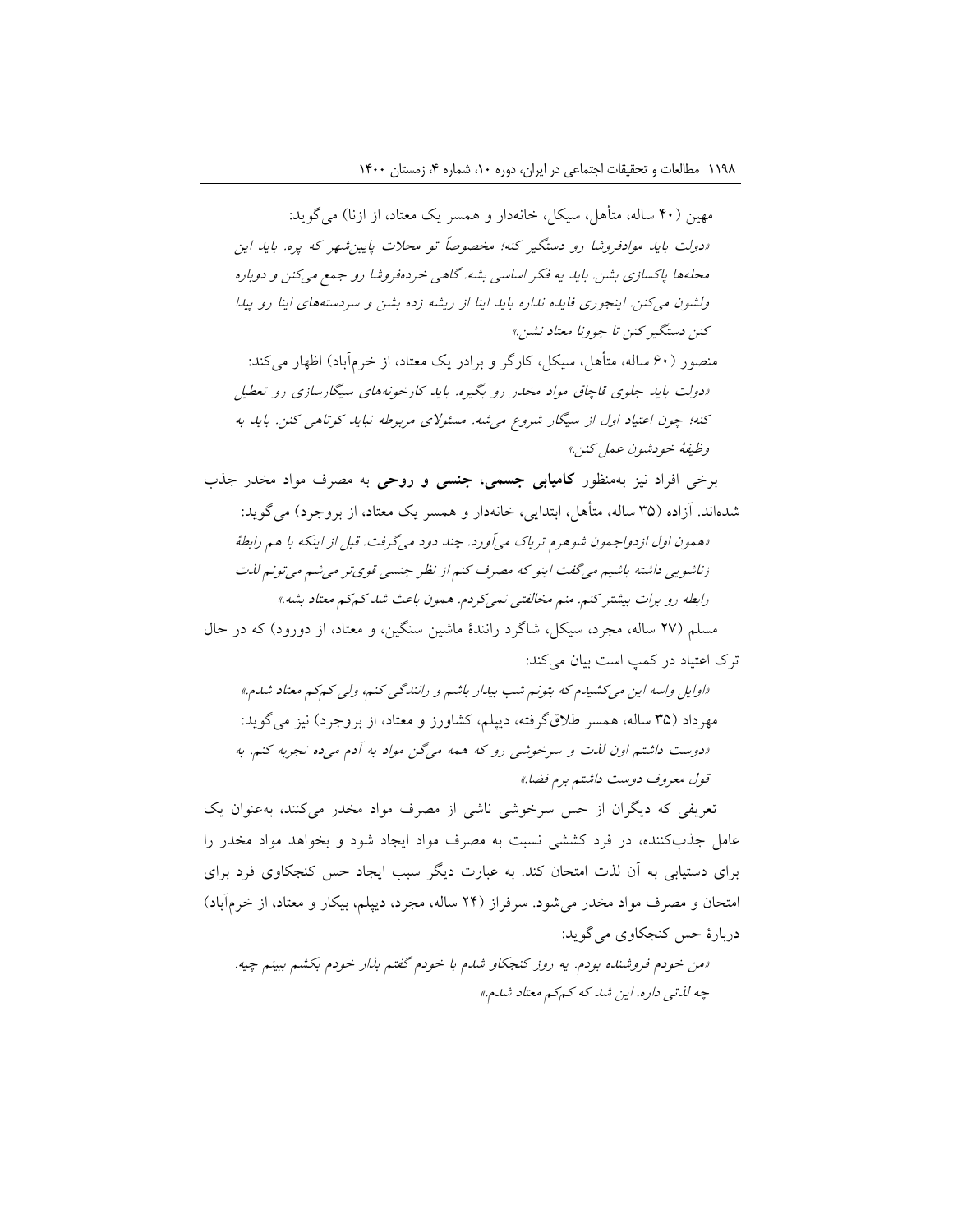مهین (۴۰ ساله، متأهل، سیکل، خانه‌دار و همسر یک معتاد، از ازنا) می‌گوید:

*«دولت باید موادفروشا رو دستگیر کنه؛ مخصوصاً تو محلات پایین‌شهر که پره. باید این محله‌ها پاکسازی بشن. باید یه فکر اساسی بشه. گاهی خرده‌فروشا رو جمع می‌کنن و دوباره ولشون می‌کنن. اینجوری فایده نداره باید اینا از ریشه زده بشن و سردسته‌های اینا رو پیدا کنن دستگیر کنن تا جوونا معتاد نشن.»*

منصور (۶۰ ساله، متأهل، سیکل، کارگر و برادر یک معتاد، از خرم‌آباد) اظهار می‌کند:

*«دولت باید جلوی قاچاق مواد مخدر رو بگیره. باید کارخونه‌های سیگارسازی رو تعطیل کنه؛ چون اعتیاد اول از سیگار شروع می‌شه. مسئولای مربوطه نباید کوتاهی کنن. باید به وظیفهٔ خودشون عمل کنن.»*

برخی افراد نیز به‌منظور **کامیابی جسمی، جنسی و روحی** به مصرف مواد مخدر جذب شده‌اند. آزاده (۳۵ ساله، متأهل، ابتدایی، خانه‌دار و همسر یک معتاد، از بروجرد) می‌گوید:

*«همون اول ازدواجمون شوهرم تریاک می‌آورد. چند دود می‌گرفت. قبل از اینکه با هم رابطهٔ زناشویی داشته باشیم می‌گفت اینو که مصرف کنم از نظر جنسی قوی‌تر می‌شم می‌تونم لذت رابطه رو برات بیشتر کنم. منم مخالفتی نمی‌کردم. همون باعث شد کم‌کم معتاد بشه.»*

مسلم (۲۷ ساله، مجرد، سیکل، شاگرد رانندهٔ ماشین سنگین، و معتاد، از دورود) که در حال ترک اعتیاد در کمپ است بیان می‌کند:

*«اوایل واسه این می‌کشیدم که بتونم شب بیدار باشم و رانندگی کنم، ولی کم‌کم معتاد شدم.»*

مهرداد (۳۵ ساله، همسر طلاق‌گرفته، دیپلم، کشاورز و معتاد، از بروجرد) نیز می‌گوید:

*«دوست داشتم اون لذت و سرخوشی رو که همه می‌گن مواد به آدم می‌ده تجربه کنم. به قول معروف دوست داشتم برم فضا.»*

تعریفی که دیگران از حس سرخوشی ناشی از مصرف مواد مخدر می‌کنند، به‌عنوان یک عامل جذب‌کننده، در فرد کششی نسبت به مصرف مواد ایجاد شود و بخواهد مواد مخدر را برای دستیابی به آن لذت امتحان کند. به عبارت دیگر سبب ایجاد حس کنجکاوی فرد برای امتحان و مصرف مواد مخدر می‌شود. سرفراز (۲۴ ساله، مجرد، دیپلم، بیکار و معتاد، از خرم‌آباد) دربارهٔ حس کنجکاوی می‌گوید:

*«من خودم فروشنده بودم. یه روز کنجکاو شدم با خودم گفتم بذار خودم بکشم ببینم چیه. چه لذتی داره. این شد که کم‌کم معتاد شدم.»*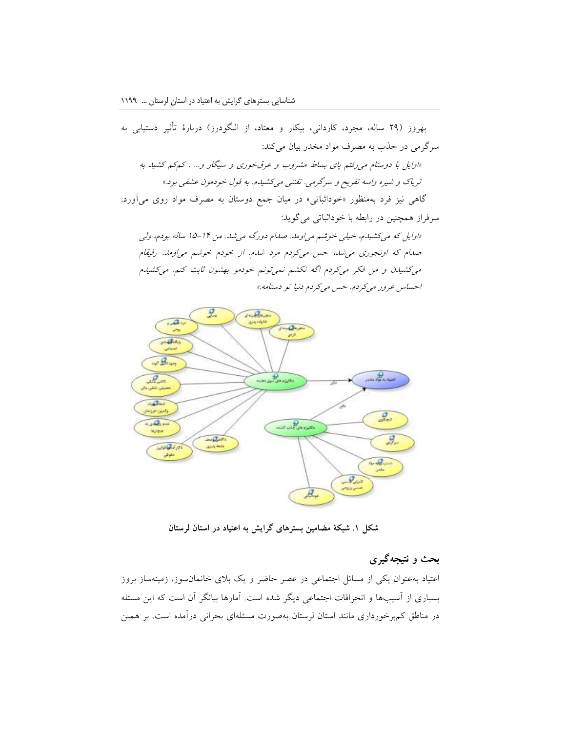بهروز (۲۹ ساله، مجرد، کاردانی، بیکار و معتاد، از الیگودرز) دربارهٔ تأثیر دستیابی به سرگرمی در جذب به مصرف مواد مخدر بیان می‌کند:

*«اوایل با دوستام می‌رفتم پای بساط مشروب و عرق‌خوری و سیگار و... . کم‌کم کشید به تریاک و شیره واسه تفریح و سرگرمی. تفننی می‌کشیدم. به قول خودمون عشقی بود.»*

گاهی نیز فرد به‌منظور «خوداثباتی» در میان جمع دوستان به مصرف مواد روی می‌آورد. سرفراز همچنین در رابطه با خوداثباتی می‌گوید:

*«اوایل که می‌کشیدم، خیلی خوشم می‌اومد. صدام دورگه می‌شد. من ۱۴–۱۵ ساله بودم، ولی صدام که اونجوری می‌شد، حس می‌کردم مرد شدم. از خودم خوشم می‌اومد. رفیقام می‌کشیدن و من فکر می‌کردم اگه نکشم نمی‌تونم خودمو بهشون ثابت کنم. می‌کشیدم احساس غرور می‌کردم. حس می‌کردم دنیا تو دستامه.»*

جدایی
درد جسمی و روحی
متغیرهای زمینه‌ای خانواده پدری
متغیرهای زمینه‌ای فردی
پایگاه اقتصادی اجتماعی
وجود الگوی آلوده
ناکامی عاطفی، تحصیلی، شغلی، مالی
اعتیاد والدین-خویشاوندان
عدم پایبندی به هنجارها
ناکارآمدی قوانین حقوقی
ناآگاهی و ضعف جامعه‌پذیری
مکانیزم های سوق دهنده
اعتیاد به مواد مخدر
تأثیر
تأثیر
مکانیزم های جذب کننده
کنجکاوی
سرگرمی
دسترسی به مواد مخدر
کامیابی جسمی، جنسی و روحی
خوداثباتی

**شکل ۱. شبکهٔ مضامین بسترهای گرایش به اعتیاد در استان لرستان**

## بحث و نتیجه‌گیری

اعتیاد به‌عنوان یکی از مسائل اجتماعی در عصر حاضر و یک بلای خانمان‌سوز، زمینه‌ساز بروز بسیاری از آسیب‌ها و انحرافات اجتماعی دیگر شده است. آمارها بیانگر آن است که این مسئله در مناطق کم‌برخورداری مانند استان لرستان به‌صورت مسئله‌ای بحرانی درآمده است. بر همین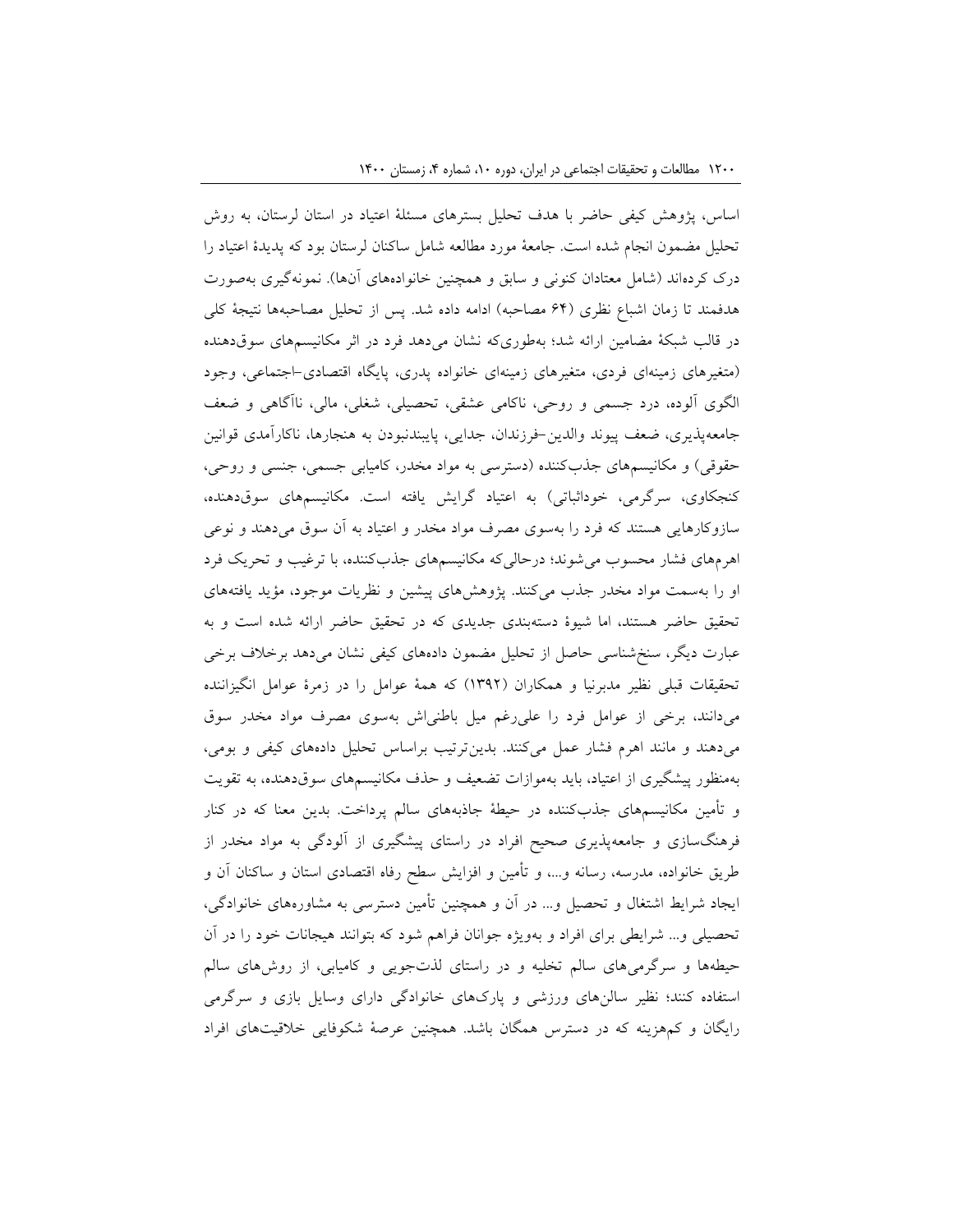اساس، پژوهش کیفی حاضر با هدف تحلیل بسترهای مسئلهٔ اعتیاد در استان لرستان، به روش تحلیل مضمون انجام شده است. جامعهٔ مورد مطالعه شامل ساکنان لرستان بود که پدیدهٔ اعتیاد را درک کرده‌اند (شامل معتادان کنونی و سابق و همچنین خانواده‌های آن‌ها). نمونه‌گیری به‌صورت هدفمند تا زمان اشباع نظری (۶۴ مصاحبه) ادامه داده شد. پس از تحلیل مصاحبه‌ها نتیجهٔ کلی در قالب شبکهٔ مضامین ارائه شد؛ به‌طوری‌که نشان می‌دهد فرد در اثر مکانیسم‌های سوق‌دهنده (متغیرهای زمینه‌ای فردی، متغیرهای زمینه‌ای خانواده پدری، پایگاه اقتصادی-اجتماعی، وجود الگوی آلوده، درد جسمی و روحی، ناکامی عشقی، تحصیلی، شغلی، مالی، ناآگاهی و ضعف جامعه‌پذیری، ضعف پیوند والدین-فرزندان، جدایی، پایبندنبودن به هنجارها، ناکارآمدی قوانین حقوقی) و مکانیسم‌های جذب‌کننده (دسترسی به مواد مخدر، کامیابی جسمی، جنسی و روحی، کنجکاوی، سرگرمی، خوداثباتی) به اعتیاد گرایش یافته است. مکانیسم‌های سوق‌دهنده، سازوکارهایی هستند که فرد را به‌سوی مصرف مواد مخدر و اعتیاد به آن سوق می‌دهند و نوعی اهرم‌های فشار محسوب می‌شوند؛ درحالی‌که مکانیسم‌های جذب‌کننده، با ترغیب و تحریک فرد او را به‌سمت مواد مخدر جذب می‌کنند. پژوهش‌های پیشین و نظریات موجود، مؤید یافته‌های تحقیق حاضر هستند، اما شیوهٔ دسته‌بندی جدیدی که در تحقیق حاضر ارائه شده است و به عبارت دیگر، سنخ‌شناسی حاصل از تحلیل مضمون داده‌های کیفی نشان می‌دهد برخلاف برخی تحقیقات قبلی نظیر مدبرنیا و همکاران (۱۳۹۲) که همهٔ عوامل را در زمرهٔ عوامل انگیزاننده می‌دانند، برخی از عوامل فرد را علی‌رغم میل باطنی‌اش به‌سوی مصرف مواد مخدر سوق می‌دهند و مانند اهرم فشار عمل می‌کنند. بدین‌ترتیب براساس تحلیل داده‌های کیفی و بومی، به‌منظور پیشگیری از اعتیاد، باید به‌موازات تضعیف و حذف مکانیسم‌های سوق‌دهنده، به تقویت و تأمین مکانیسم‌های جذب‌کننده در حیطهٔ جاذبه‌های سالم پرداخت. بدین معنا که در کنار فرهنگ‌سازی و جامعه‌پذیری صحیح افراد در راستای پیشگیری از آلودگی به مواد مخدر از طریق خانواده، مدرسه، رسانه و...، و تأمین و افزایش سطح رفاه اقتصادی استان و ساکنان آن و ایجاد شرایط اشتغال و تحصیل و... در آن و همچنین تأمین دسترسی به مشاوره‌های خانوادگی، تحصیلی و... شرایطی برای افراد و به‌ویژه جوانان فراهم شود که بتوانند هیجانات خود را در آن حیطه‌ها و سرگرمی‌های سالم تخلیه و در راستای لذت‌جویی و کامیابی، از روش‌های سالم استفاده کنند؛ نظیر سالن‌های ورزشی و پارک‌های خانوادگی دارای وسایل بازی و سرگرمی رایگان و کم‌هزینه که در دسترس همگان باشد. همچنین عرصهٔ شکوفایی خلاقیت‌های افراد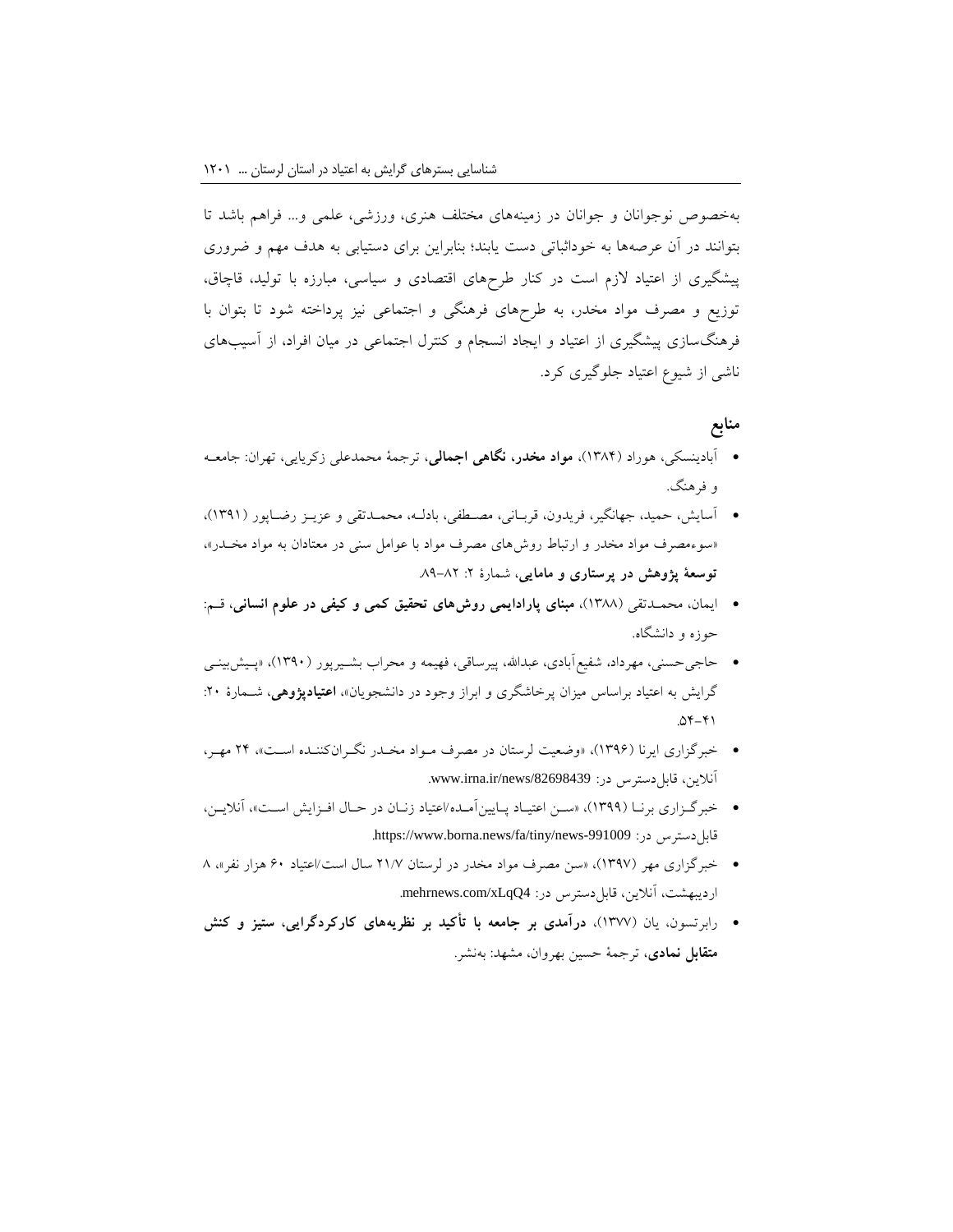به‌خصوص نوجوانان و جوانان در زمینه‌های مختلف هنری، ورزشی، علمی و... فراهم باشد تا بتوانند در آن عرصه‌ها به خوداثباتی دست یابند؛ بنابراین برای دستیابی به هدف مهم و ضروری پیشگیری از اعتیاد لازم است در کنار طرح‌های اقتصادی و سیاسی، مبارزه با تولید، قاچاق، توزیع و مصرف مواد مخدر، به طرح‌های فرهنگی و اجتماعی نیز پرداخته شود تا بتوان با فرهنگ‌سازی پیشگیری از اعتیاد و ایجاد انسجام و کنترل اجتماعی در میان افراد، از آسیب‌های ناشی از شیوع اعتیاد جلوگیری کرد.

## منابع

- آبادینسکی، هوراد (۱۳۸۴)، **مواد مخدر، نگاهی اجمالی**، ترجمهٔ محمدعلی زکریایی، تهران: جامعه و فرهنگ.
- آسایش، حمید، جهانگیر، فریدون، قربانی، مصطفی، بادله، محمدتقی و عزیز رضاپور (۱۳۹۱)، «سوءمصرف مواد مخدر و ارتباط روش‌های مصرف مواد با عوامل سنی در معتادان به مواد مخدر»، **توسعهٔ پژوهش در پرستاری و مامایی**، شمارهٔ ۲: ۸۲-۸۹.
- ایمان، محمدتقی (۱۳۸۸)، **مبنای پارادایمی روش‌های تحقیق کمی و کیفی در علوم انسانی**، قم: حوزه و دانشگاه.
- حاجی‌حسنی، مهرداد، شفیع‌آبادی، عبدالله، پیرساقی، فهیمه و محراب بشیرپور (۱۳۹۰)، «پیش‌بینی گرایش به اعتیاد براساس میزان پرخاشگری و ابراز وجود در دانشجویان»، **اعتیادپژوهی**، شمارهٔ ۲۰: ۴۱-۵۴.
- خبرگزاری ایرنا (۱۳۹۶)، «وضعیت لرستان در مصرف مواد مخدر نگران‌کننده است»، ۲۴ مهر، آنلاین، قابل‌دسترس در: www.irna.ir/news/82698439.
- خبرگزاری برنا (۱۳۹۹)، «سن اعتیاد پایین‌آمده/اعتیاد زنان در حال افزایش است»، آنلاین، قابل‌دسترس در: https://www.borna.news/fa/tiny/news-991009.
- خبرگزاری مهر (۱۳۹۷)، «سن مصرف مواد مخدر در لرستان ۲۱/۷ سال است/اعتیاد ۶۰ هزار نفر»، ۸ اردیبهشت، آنلاین، قابل‌دسترس در: mehrnews.com/xLqQ4.
- رابرتسون، یان (۱۳۷۷)، **درآمدی بر جامعه با تأکید بر نظریه‌های کارکردگرایی، ستیز و کنش متقابل نمادی**، ترجمهٔ حسین بهروان، مشهد: به‌نشر.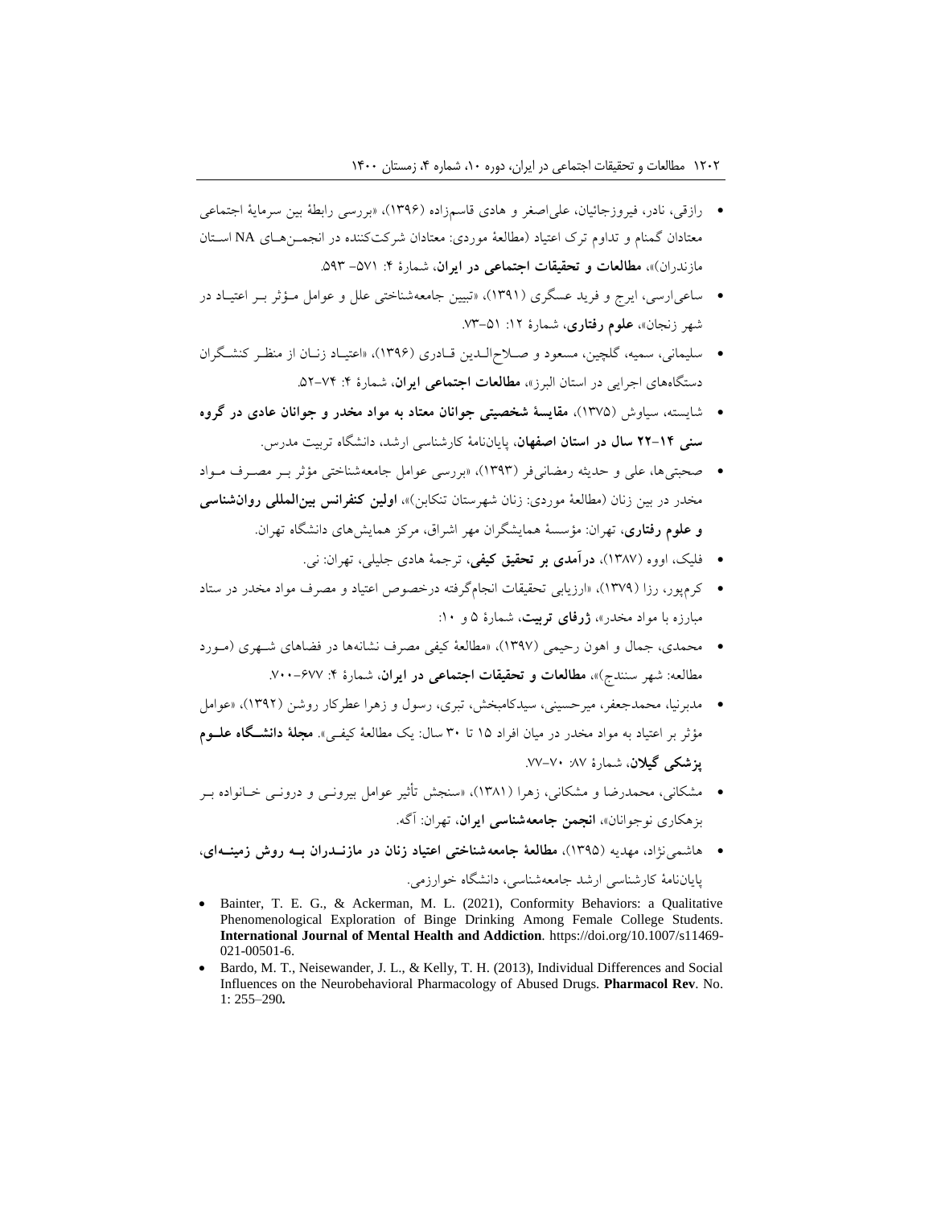- رازقی، نادر، فیروزجائیان، علی‌اصغر و هادی قاسم‌زاده (۱۳۹۶)، «بررسی رابطهٔ بین سرمایهٔ اجتماعی معتادان گمنام و تداوم ترک اعتیاد (مطالعهٔ موردی: معتادان شرکت‌کننده در انجمن‌های NA استان مازندران)»، **مطالعات و تحقیقات اجتماعی در ایران**، شمارهٔ ۴: ۵۷۱- ۵۹۳.
- ساعی‌ارسی، ایرج و فرید عسگری (۱۳۹۱)، «تبیین جامعه‌شناختی علل و عوامل مؤثر بر اعتیاد در شهر زنجان»، **علوم رفتاری**، شمارهٔ ۱۲: ۵۱-۷۳.
- سلیمانی، سمیه، گلچین، مسعود و صلاح‌الدین قادری (۱۳۹۶)، «اعتیاد زنان از منظر کنشگران دستگاه‌های اجرایی در استان البرز»، **مطالعات اجتماعی ایران**، شمارهٔ ۴: ۷۴-۵۲.
- شایسته، سیاوش (۱۳۷۵)، **مقایسهٔ شخصیتی جوانان معتاد به مواد مخدر و جوانان عادی در گروه سنی ۱۴-۲۲ سال در استان اصفهان**، پایان‌نامهٔ کارشناسی ارشد، دانشگاه تربیت مدرس.
- صحبتی‌ها، علی و حدیثه رمضانی‌فر (۱۳۹۳)، «بررسی عوامل جامعه‌شناختی مؤثر بر مصرف مواد مخدر در بین زنان (مطالعهٔ موردی: زنان شهرستان تنکابن)»، **اولین کنفرانس بین‌المللی روان‌شناسی و علوم رفتاری**، تهران: مؤسسهٔ همایشگران مهر اشراق، مرکز همایش‌های دانشگاه تهران.
- فلیک، اووه (۱۳۸۷)، **درآمدی بر تحقیق کیفی**، ترجمهٔ هادی جلیلی، تهران: نی.
- کرم‌پور، رزا (۱۳۷۹)، «ارزیابی تحقیقات انجام‌گرفته درخصوص اعتیاد و مصرف مواد مخدر در ستاد مبارزه با مواد مخدر»، **ژرفای تربیت**، شمارهٔ ۵ و ۱۰:
- محمدی، جمال و اهون رحیمی (۱۳۹۷)، «مطالعهٔ کیفی مصرف نشانه‌ها در فضاهای شهری (مورد مطالعه: شهر سنندج)»، **مطالعات و تحقیقات اجتماعی در ایران**، شمارهٔ ۴: ۶۷۷-۷۰۰.
- مدبرنیا، محمدجعفر، میرحسینی، سیدکامبخش، تبری، رسول و زهرا عطرکار روشن (۱۳۹۲)، «عوامل مؤثر بر اعتیاد به مواد مخدر در میان افراد ۱۵ تا ۳۰ سال: یک مطالعهٔ کیفی». **مجلهٔ دانشگاه علوم پزشکی گیلان**، شمارهٔ ۸۷: ۷۰-۷۷.
- مشکانی، محمدرضا و مشکانی، زهرا (۱۳۸۱)، «سنجش تأثیر عوامل بیرونی و درونی خانواده بر بزهکاری نوجوانان»، **انجمن جامعه‌شناسی ایران**، تهران: آگه.
- هاشمی‌نژاد، مهدیه (۱۳۹۵)، **مطالعهٔ جامعه‌شناختی اعتیاد زنان در مازندران به روش زمینه‌ای**، پایان‌نامهٔ کارشناسی ارشد جامعه‌شناسی، دانشگاه خوارزمی.

- Bainter, T. E. G., & Ackerman, M. L. (2021), Conformity Behaviors: a Qualitative Phenomenological Exploration of Binge Drinking Among Female College Students. **International Journal of Mental Health and Addiction**. https://doi.org/10.1007/s11469-021-00501-6.
- Bardo, M. T., Neisewander, J. L., & Kelly, T. H. (2013), Individual Differences and Social Influences on the Neurobehavioral Pharmacology of Abused Drugs. **Pharmacol Rev**. No. 1: 255–290**.**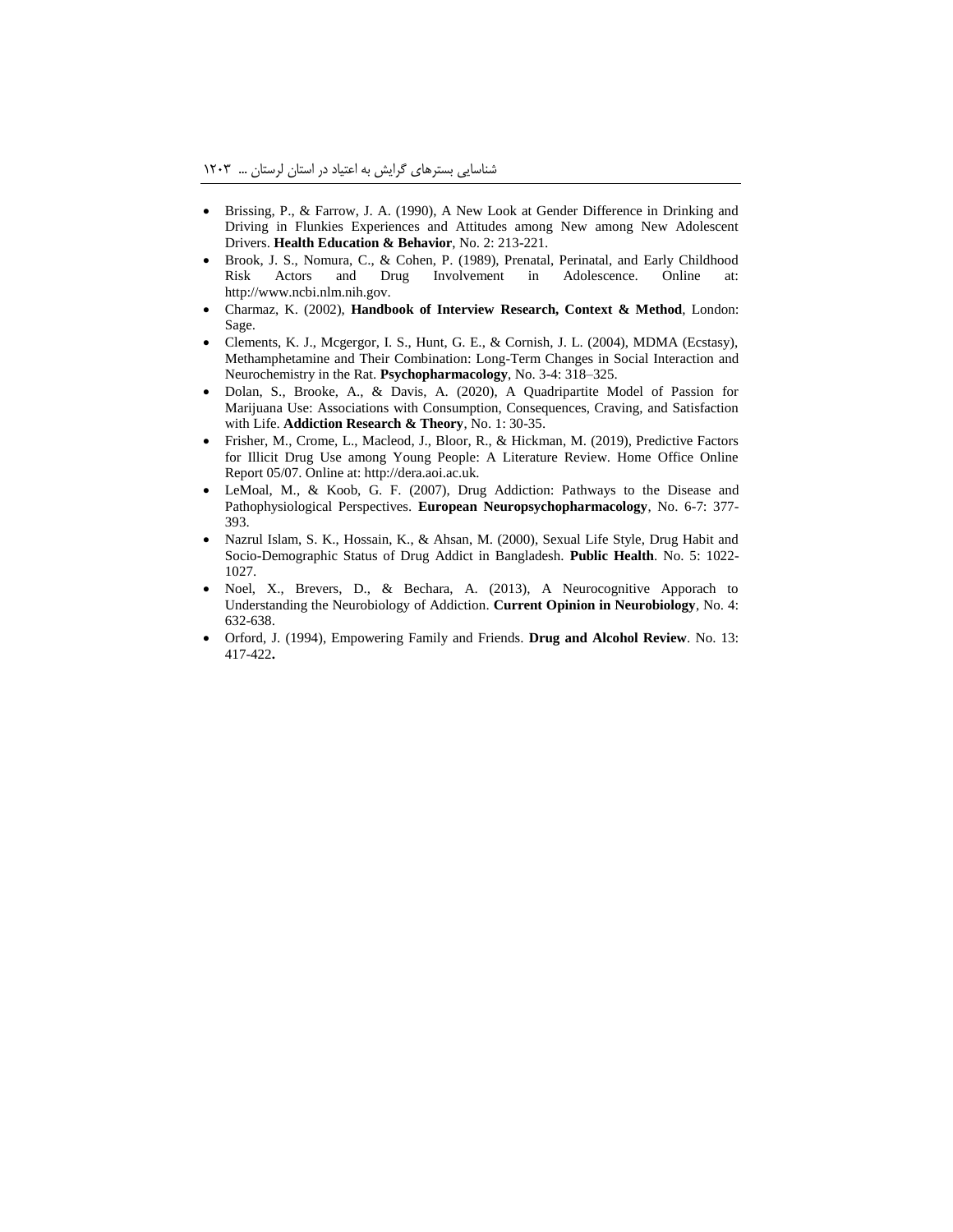- Brissing, P., & Farrow, J. A. (1990), A New Look at Gender Difference in Drinking and Driving in Flunkies Experiences and Attitudes among New among New Adolescent Drivers. **Health Education & Behavior**, No. 2: 213-221.
- Brook, J. S., Nomura, C., & Cohen, P. (1989), Prenatal, Perinatal, and Early Childhood Risk Actors and Drug Involvement in Adolescence. Online at: http://www.ncbi.nlm.nih.gov.
- Charmaz, K. (2002), **Handbook of Interview Research, Context & Method**, London: Sage.
- Clements, K. J., Mcgergor, I. S., Hunt, G. E., & Cornish, J. L. (2004), MDMA (Ecstasy), Methamphetamine and Their Combination: Long-Term Changes in Social Interaction and Neurochemistry in the Rat. **Psychopharmacology**, No. 3-4: 318–325.
- Dolan, S., Brooke, A., & Davis, A. (2020), A Quadripartite Model of Passion for Marijuana Use: Associations with Consumption, Consequences, Craving, and Satisfaction with Life. **Addiction Research & Theory**, No. 1: 30-35.
- Frisher, M., Crome, L., Macleod, J., Bloor, R., & Hickman, M. (2019), Predictive Factors for Illicit Drug Use among Young People: A Literature Review. Home Office Online Report 05/07. Online at: http://dera.aoi.ac.uk.
- LeMoal, M., & Koob, G. F. (2007), Drug Addiction: Pathways to the Disease and Pathophysiological Perspectives. **European Neuropsychopharmacology**, No. 6-7: 377-393.
- Nazrul Islam, S. K., Hossain, K., & Ahsan, M. (2000), Sexual Life Style, Drug Habit and Socio-Demographic Status of Drug Addict in Bangladesh. **Public Health**. No. 5: 1022-1027.
- Noel, X., Brevers, D., & Bechara, A. (2013), A Neurocognitive Apporach to Understanding the Neurobiology of Addiction. **Current Opinion in Neurobiology**, No. 4: 632-638.
- Orford, J. (1994), Empowering Family and Friends. **Drug and Alcohol Review**. No. 13: 417-422**.**